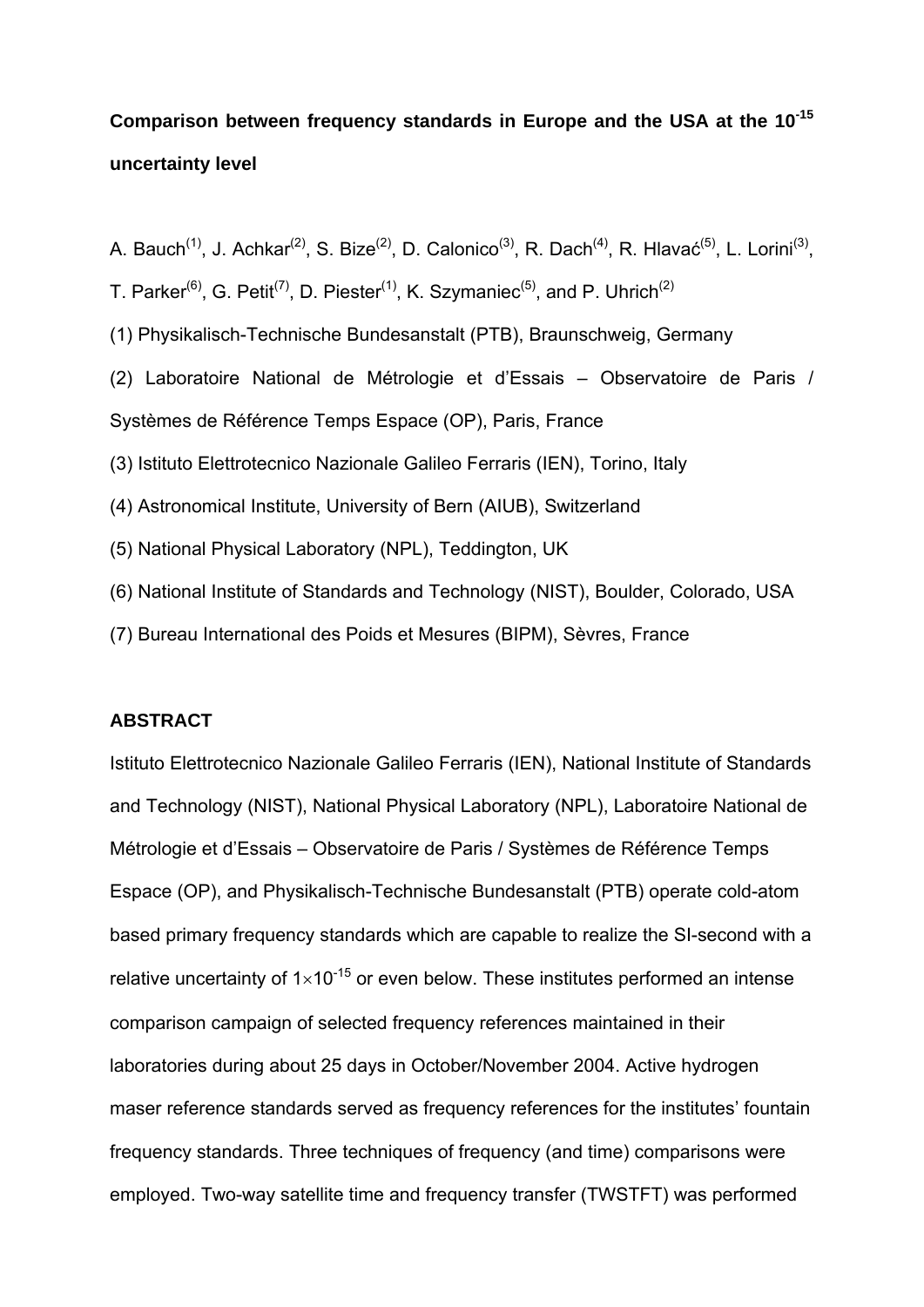# Comparison between frequency standards in Europe and the USA at the $10^{-15}$ uncertainty level

A. Bauch[(1)], J. Achkar[(2)], S. Bize[(2)], D. Calonico[(3)], R. Dach[(4)], R. Hlavać[(5)], L. Lorini[(3)], T. Parker[(6)], G. Petit[(7)], D. Piester[(1)], K. Szymaniec[(5)], and P. Uhrich[(2)]

(1) Physikalisch-Technische Bundesanstalt (PTB), Braunschweig, Germany

(2) Laboratoire National de Métrologie et d'Essais – Observatoire de Paris / Systèmes de Référence Temps Espace (OP), Paris, France

(3) Istituto Elettrotecnico Nazionale Galileo Ferraris (IEN), Torino, Italy

(4) Astronomical Institute, University of Bern (AIUB), Switzerland

(5) National Physical Laboratory (NPL), Teddington, UK

(6) National Institute of Standards and Technology (NIST), Boulder, Colorado, USA

(7) Bureau International des Poids et Mesures (BIPM), Sèvres, France

## ABSTRACT

Istituto Elettrotecnico Nazionale Galileo Ferraris (IEN), National Institute of Standards and Technology (NIST), National Physical Laboratory (NPL), Laboratoire National de Métrologie et d'Essais – Observatoire de Paris / Systèmes de Référence Temps Espace (OP), and Physikalisch-Technische Bundesanstalt (PTB) operate cold-atom based primary frequency standards which are capable to realize the SI-second with a relative uncertainty of $1\times10^{-15}$ or even below. These institutes performed an intense comparison campaign of selected frequency references maintained in their laboratories during about 25 days in October/November 2004. Active hydrogen maser reference standards served as frequency references for the institutes' fountain frequency standards. Three techniques of frequency (and time) comparisons were employed. Two-way satellite time and frequency transfer (TWSTFT) was performed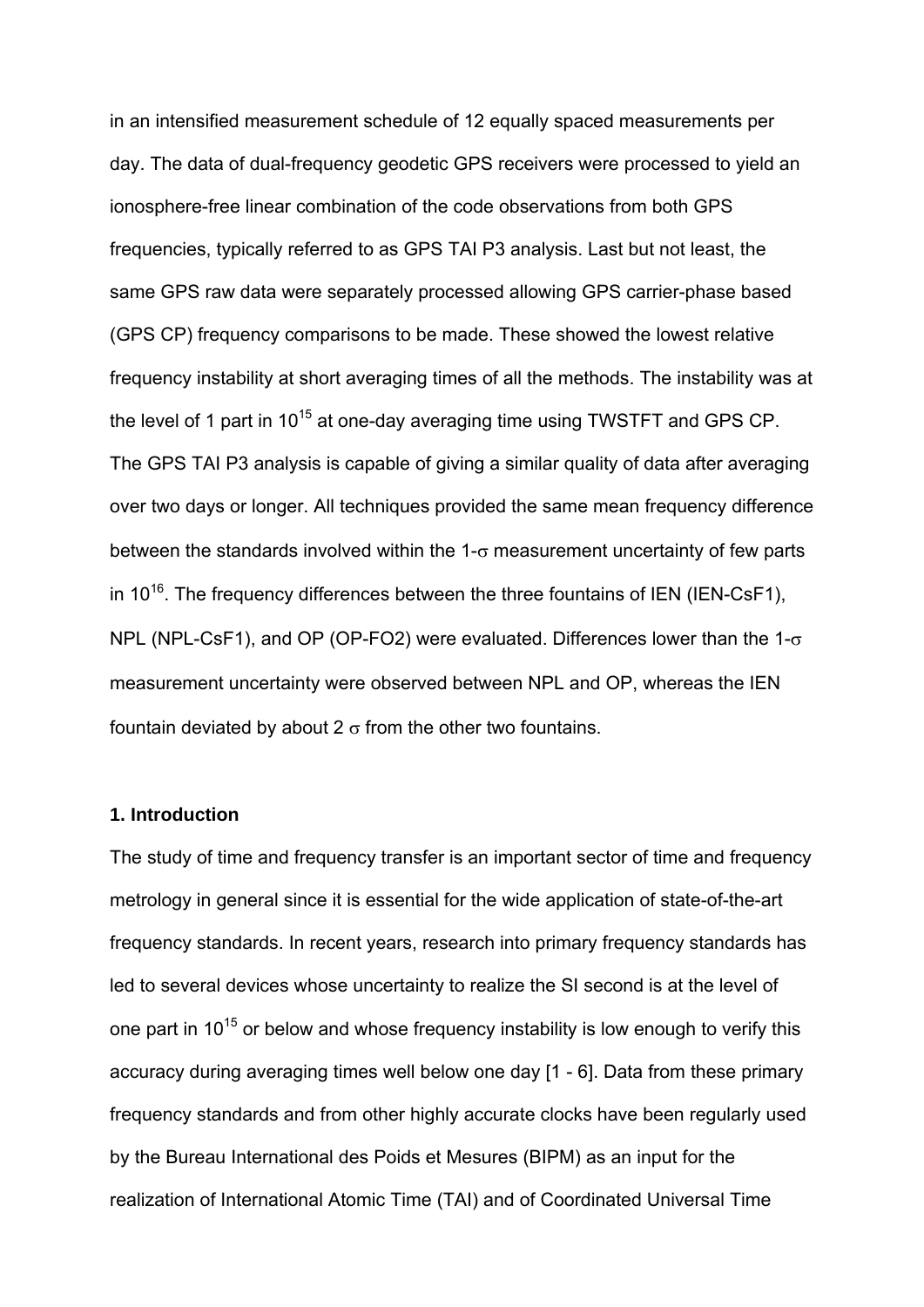in an intensified measurement schedule of 12 equally spaced measurements per day. The data of dual-frequency geodetic GPS receivers were processed to yield an ionosphere-free linear combination of the code observations from both GPS frequencies, typically referred to as GPS TAI P3 analysis. Last but not least, the same GPS raw data were separately processed allowing GPS carrier-phase based (GPS CP) frequency comparisons to be made. These showed the lowest relative frequency instability at short averaging times of all the methods. The instability was at the level of 1 part in $10^{15}$ at one-day averaging time using TWSTFT and GPS CP. The GPS TAI P3 analysis is capable of giving a similar quality of data after averaging over two days or longer. All techniques provided the same mean frequency difference between the standards involved within the 1-$\sigma$ measurement uncertainty of few parts in $10^{16}$. The frequency differences between the three fountains of IEN (IEN-CsF1), NPL (NPL-CsF1), and OP (OP-FO2) were evaluated. Differences lower than the 1-$\sigma$ measurement uncertainty were observed between NPL and OP, whereas the IEN fountain deviated by about 2 $\sigma$ from the other two fountains.

## 1. Introduction

The study of time and frequency transfer is an important sector of time and frequency metrology in general since it is essential for the wide application of state-of-the-art frequency standards. In recent years, research into primary frequency standards has led to several devices whose uncertainty to realize the SI second is at the level of one part in $10^{15}$ or below and whose frequency instability is low enough to verify this accuracy during averaging times well below one day [1 - 6]. Data from these primary frequency standards and from other highly accurate clocks have been regularly used by the Bureau International des Poids et Mesures (BIPM) as an input for the realization of International Atomic Time (TAI) and of Coordinated Universal Time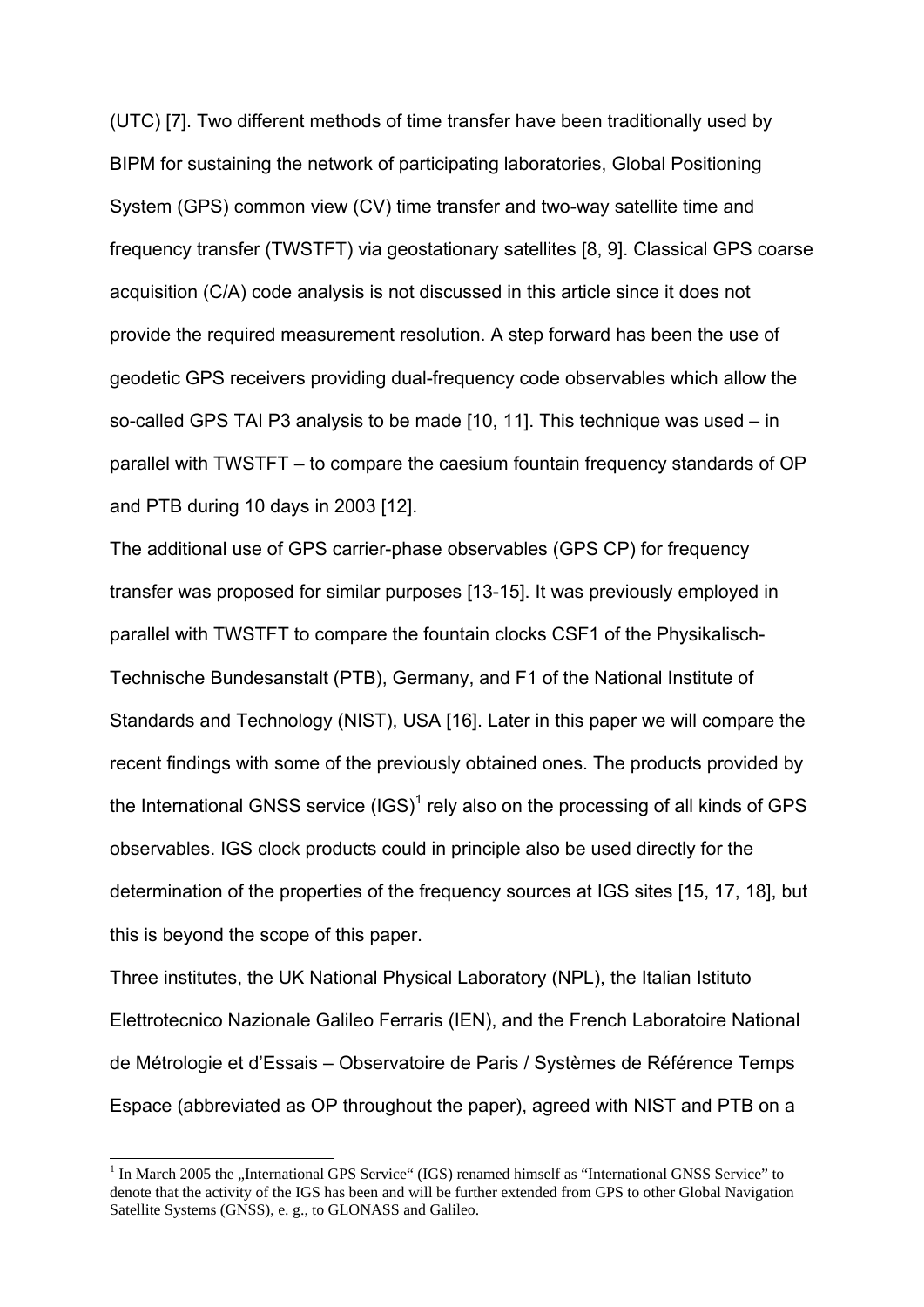(UTC) [7]. Two different methods of time transfer have been traditionally used by BIPM for sustaining the network of participating laboratories, Global Positioning System (GPS) common view (CV) time transfer and two-way satellite time and frequency transfer (TWSTFT) via geostationary satellites [8, 9]. Classical GPS coarse acquisition (C/A) code analysis is not discussed in this article since it does not provide the required measurement resolution. A step forward has been the use of geodetic GPS receivers providing dual-frequency code observables which allow the so-called GPS TAI P3 analysis to be made [10, 11]. This technique was used – in parallel with TWSTFT – to compare the caesium fountain frequency standards of OP and PTB during 10 days in 2003 [12].

The additional use of GPS carrier-phase observables (GPS CP) for frequency transfer was proposed for similar purposes [13-15]. It was previously employed in parallel with TWSTFT to compare the fountain clocks CSF1 of the Physikalisch-Technische Bundesanstalt (PTB), Germany, and F1 of the National Institute of Standards and Technology (NIST), USA [16]. Later in this paper we will compare the recent findings with some of the previously obtained ones. The products provided by the International GNSS service (IGS)[1] rely also on the processing of all kinds of GPS observables. IGS clock products could in principle also be used directly for the determination of the properties of the frequency sources at IGS sites [15, 17, 18], but this is beyond the scope of this paper.

Three institutes, the UK National Physical Laboratory (NPL), the Italian Istituto Elettrotecnico Nazionale Galileo Ferraris (IEN), and the French Laboratoire National de Métrologie et d'Essais – Observatoire de Paris / Systèmes de Référence Temps Espace (abbreviated as OP throughout the paper), agreed with NIST and PTB on a

[1] In March 2005 the „International GPS Service" (IGS) renamed himself as "International GNSS Service" to denote that the activity of the IGS has been and will be further extended from GPS to other Global Navigation Satellite Systems (GNSS), e. g., to GLONASS and Galileo.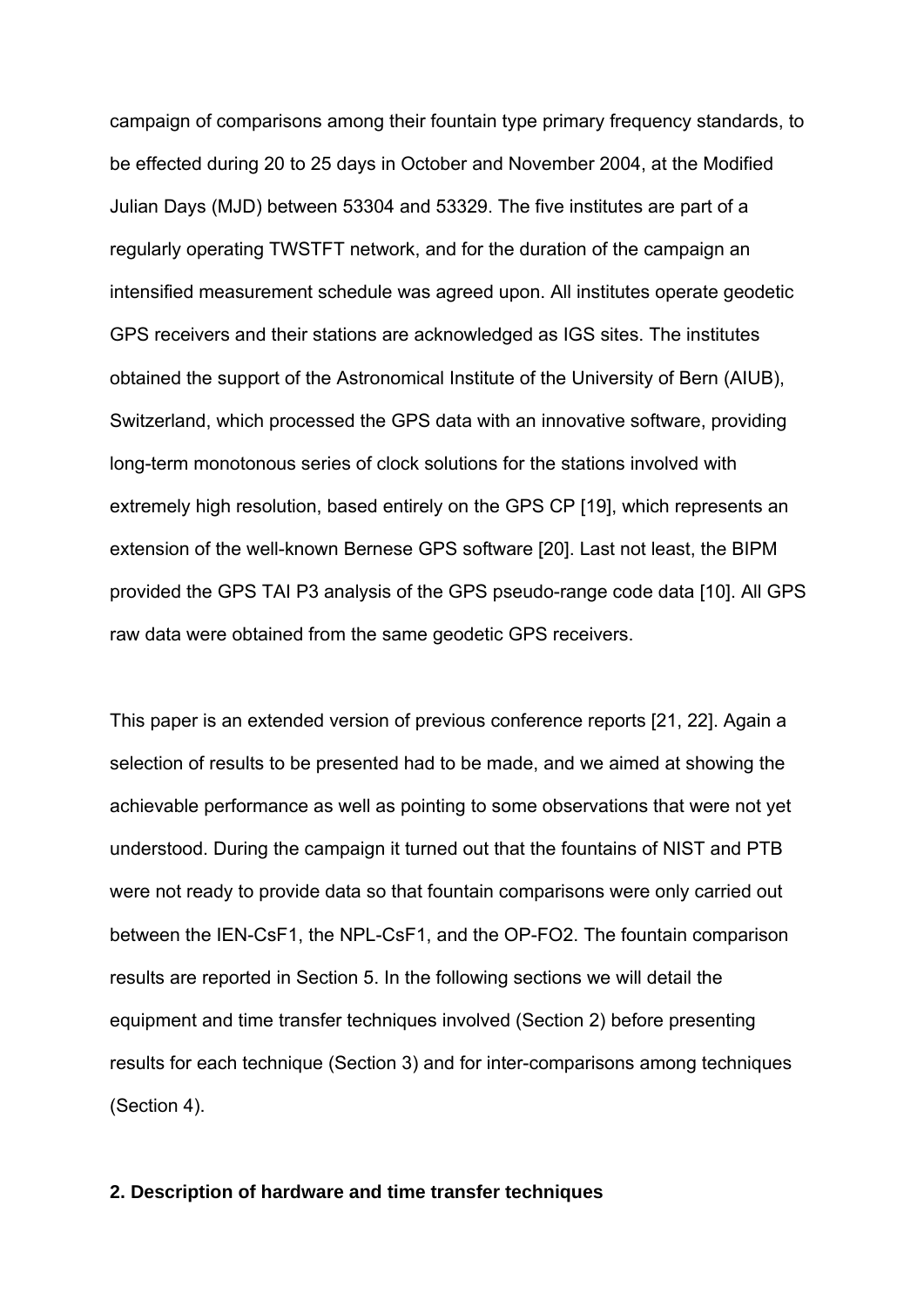campaign of comparisons among their fountain type primary frequency standards, to be effected during 20 to 25 days in October and November 2004, at the Modified Julian Days (MJD) between 53304 and 53329. The five institutes are part of a regularly operating TWSTFT network, and for the duration of the campaign an intensified measurement schedule was agreed upon. All institutes operate geodetic GPS receivers and their stations are acknowledged as IGS sites. The institutes obtained the support of the Astronomical Institute of the University of Bern (AIUB), Switzerland, which processed the GPS data with an innovative software, providing long-term monotonous series of clock solutions for the stations involved with extremely high resolution, based entirely on the GPS CP [19], which represents an extension of the well-known Bernese GPS software [20]. Last not least, the BIPM provided the GPS TAI P3 analysis of the GPS pseudo-range code data [10]. All GPS raw data were obtained from the same geodetic GPS receivers.

This paper is an extended version of previous conference reports [21, 22]. Again a selection of results to be presented had to be made, and we aimed at showing the achievable performance as well as pointing to some observations that were not yet understood. During the campaign it turned out that the fountains of NIST and PTB were not ready to provide data so that fountain comparisons were only carried out between the IEN-CsF1, the NPL-CsF1, and the OP-FO2. The fountain comparison results are reported in Section 5. In the following sections we will detail the equipment and time transfer techniques involved (Section 2) before presenting results for each technique (Section 3) and for inter-comparisons among techniques (Section 4).

## 2. Description of hardware and time transfer techniques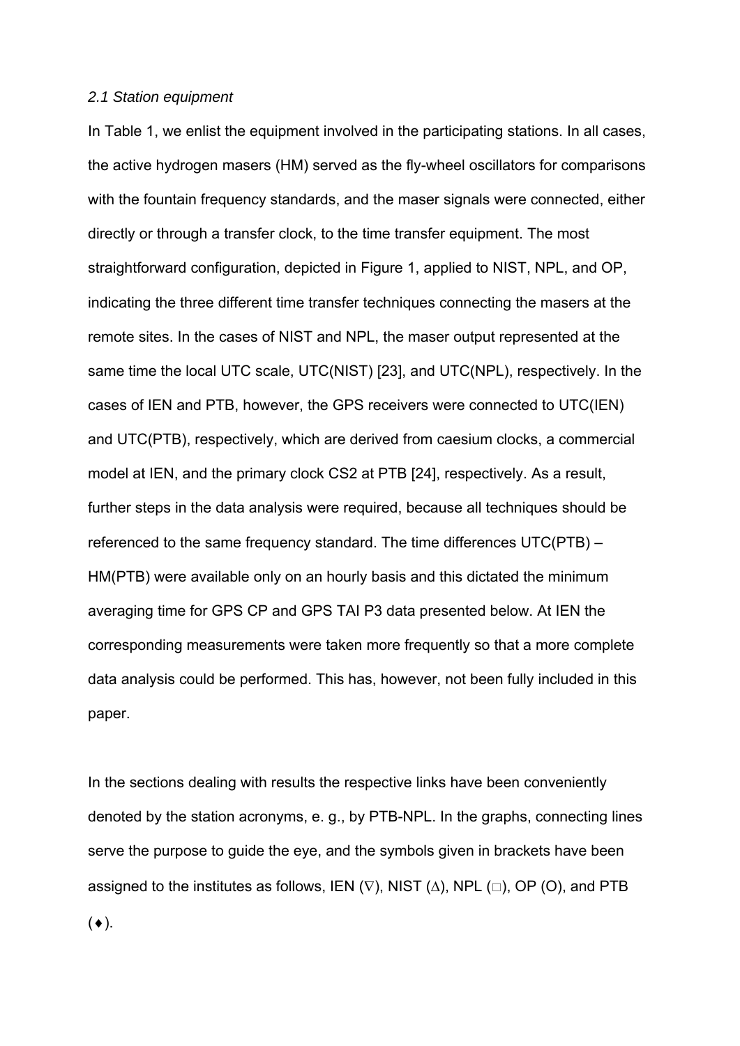*2.1 Station equipment*

In Table 1, we enlist the equipment involved in the participating stations. In all cases, the active hydrogen masers (HM) served as the fly-wheel oscillators for comparisons with the fountain frequency standards, and the maser signals were connected, either directly or through a transfer clock, to the time transfer equipment. The most straightforward configuration, depicted in Figure 1, applied to NIST, NPL, and OP, indicating the three different time transfer techniques connecting the masers at the remote sites. In the cases of NIST and NPL, the maser output represented at the same time the local UTC scale, UTC(NIST) [23], and UTC(NPL), respectively. In the cases of IEN and PTB, however, the GPS receivers were connected to UTC(IEN) and UTC(PTB), respectively, which are derived from caesium clocks, a commercial model at IEN, and the primary clock CS2 at PTB [24], respectively. As a result, further steps in the data analysis were required, because all techniques should be referenced to the same frequency standard. The time differences UTC(PTB) – HM(PTB) were available only on an hourly basis and this dictated the minimum averaging time for GPS CP and GPS TAI P3 data presented below. At IEN the corresponding measurements were taken more frequently so that a more complete data analysis could be performed. This has, however, not been fully included in this paper.

In the sections dealing with results the respective links have been conveniently denoted by the station acronyms, e. g., by PTB-NPL. In the graphs, connecting lines serve the purpose to guide the eye, and the symbols given in brackets have been assigned to the institutes as follows, IEN (∇), NIST (∆), NPL (□), OP (O), and PTB (♦).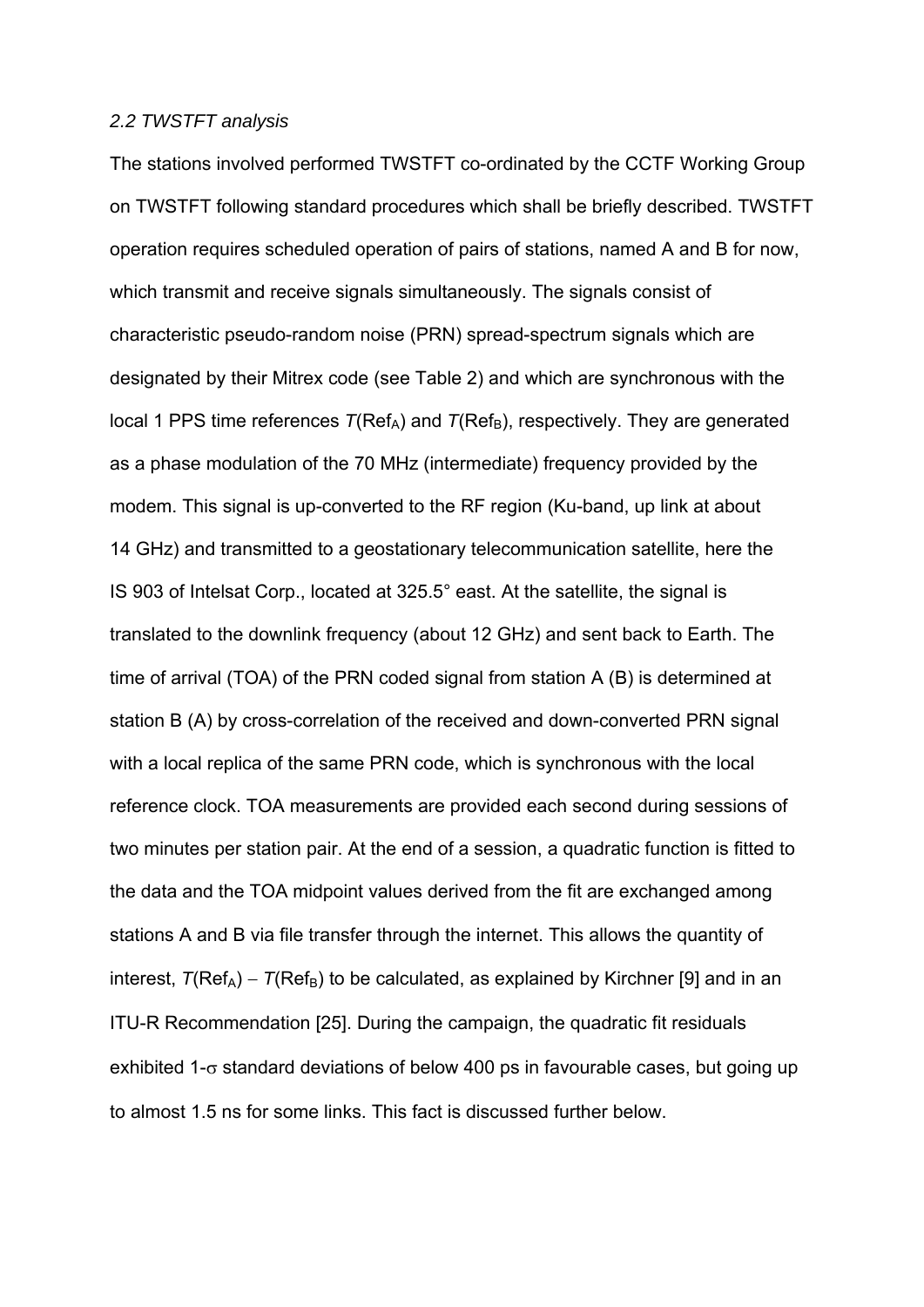*2.2 TWSTFT analysis*

The stations involved performed TWSTFT co-ordinated by the CCTF Working Group on TWSTFT following standard procedures which shall be briefly described. TWSTFT operation requires scheduled operation of pairs of stations, named A and B for now, which transmit and receive signals simultaneously. The signals consist of characteristic pseudo-random noise (PRN) spread-spectrum signals which are designated by their Mitrex code (see Table 2) and which are synchronous with the local 1 PPS time references $T(\mathrm{Ref}_A)$ and $T(\mathrm{Ref}_B)$, respectively. They are generated as a phase modulation of the 70 MHz (intermediate) frequency provided by the modem. This signal is up-converted to the RF region (Ku-band, up link at about 14 GHz) and transmitted to a geostationary telecommunication satellite, here the IS 903 of Intelsat Corp., located at 325.5° east. At the satellite, the signal is translated to the downlink frequency (about 12 GHz) and sent back to Earth. The time of arrival (TOA) of the PRN coded signal from station A (B) is determined at station B (A) by cross-correlation of the received and down-converted PRN signal with a local replica of the same PRN code, which is synchronous with the local reference clock. TOA measurements are provided each second during sessions of two minutes per station pair. At the end of a session, a quadratic function is fitted to the data and the TOA midpoint values derived from the fit are exchanged among stations A and B via file transfer through the internet. This allows the quantity of interest, $T(\mathrm{Ref}_A) - T(\mathrm{Ref}_B)$ to be calculated, as explained by Kirchner [9] and in an ITU-R Recommendation [25]. During the campaign, the quadratic fit residuals exhibited 1-$\sigma$ standard deviations of below 400 ps in favourable cases, but going up to almost 1.5 ns for some links. This fact is discussed further below.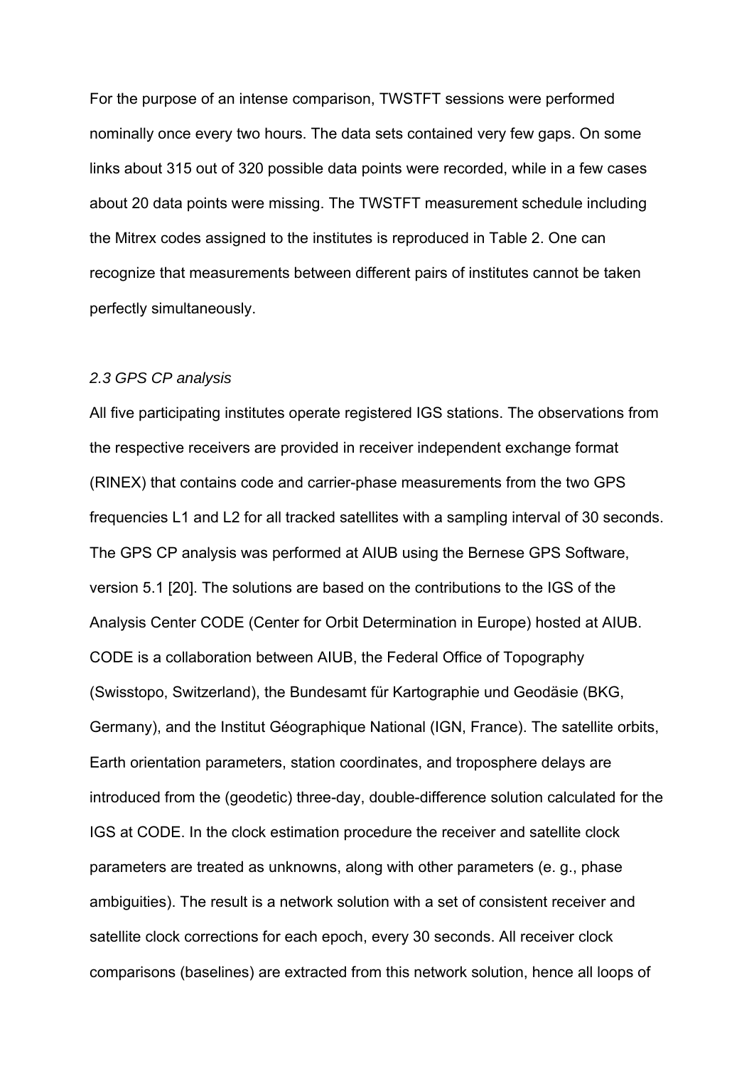For the purpose of an intense comparison, TWSTFT sessions were performed nominally once every two hours. The data sets contained very few gaps. On some links about 315 out of 320 possible data points were recorded, while in a few cases about 20 data points were missing. The TWSTFT measurement schedule including the Mitrex codes assigned to the institutes is reproduced in Table 2. One can recognize that measurements between different pairs of institutes cannot be taken perfectly simultaneously.

### *2.3 GPS CP analysis*

All five participating institutes operate registered IGS stations. The observations from the respective receivers are provided in receiver independent exchange format (RINEX) that contains code and carrier-phase measurements from the two GPS frequencies L1 and L2 for all tracked satellites with a sampling interval of 30 seconds. The GPS CP analysis was performed at AIUB using the Bernese GPS Software, version 5.1 [20]. The solutions are based on the contributions to the IGS of the Analysis Center CODE (Center for Orbit Determination in Europe) hosted at AIUB. CODE is a collaboration between AIUB, the Federal Office of Topography (Swisstopo, Switzerland), the Bundesamt für Kartographie und Geodäsie (BKG, Germany), and the Institut Géographique National (IGN, France). The satellite orbits, Earth orientation parameters, station coordinates, and troposphere delays are introduced from the (geodetic) three-day, double-difference solution calculated for the IGS at CODE. In the clock estimation procedure the receiver and satellite clock parameters are treated as unknowns, along with other parameters (e. g., phase ambiguities). The result is a network solution with a set of consistent receiver and satellite clock corrections for each epoch, every 30 seconds. All receiver clock comparisons (baselines) are extracted from this network solution, hence all loops of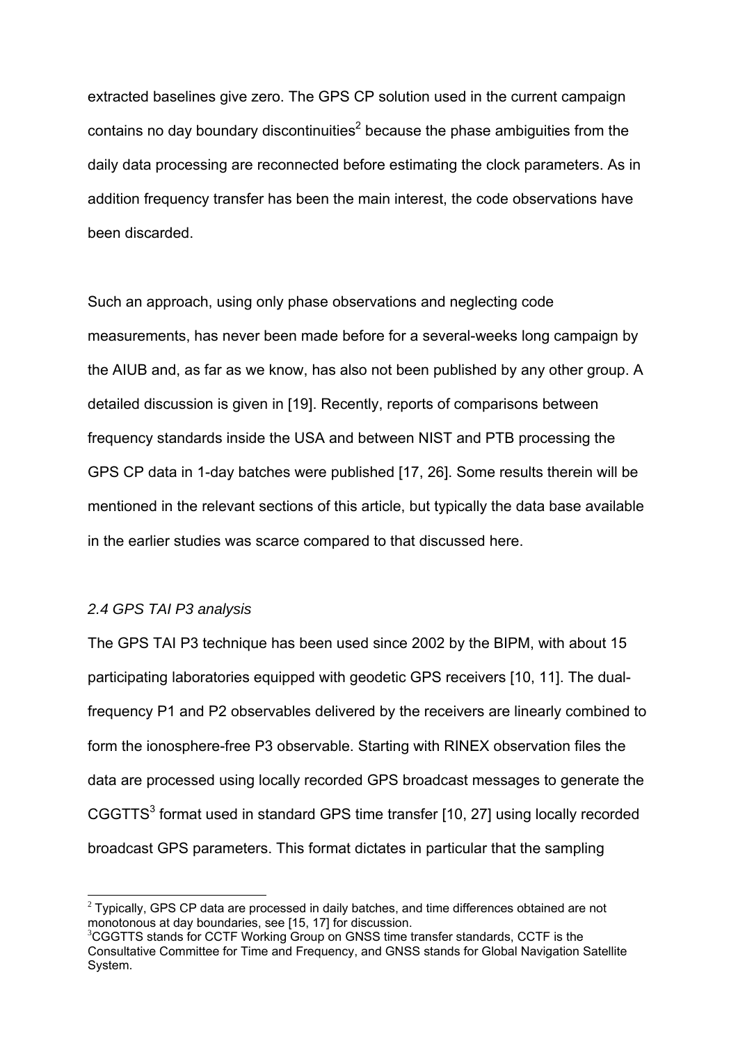extracted baselines give zero. The GPS CP solution used in the current campaign contains no day boundary discontinuities[2] because the phase ambiguities from the daily data processing are reconnected before estimating the clock parameters. As in addition frequency transfer has been the main interest, the code observations have been discarded.

Such an approach, using only phase observations and neglecting code measurements, has never been made before for a several-weeks long campaign by the AIUB and, as far as we know, has also not been published by any other group. A detailed discussion is given in [19]. Recently, reports of comparisons between frequency standards inside the USA and between NIST and PTB processing the GPS CP data in 1-day batches were published [17, 26]. Some results therein will be mentioned in the relevant sections of this article, but typically the data base available in the earlier studies was scarce compared to that discussed here.

### *2.4 GPS TAI P3 analysis*

The GPS TAI P3 technique has been used since 2002 by the BIPM, with about 15 participating laboratories equipped with geodetic GPS receivers [10, 11]. The dual-frequency P1 and P2 observables delivered by the receivers are linearly combined to form the ionosphere-free P3 observable. Starting with RINEX observation files the data are processed using locally recorded GPS broadcast messages to generate the CGGTTS[3] format used in standard GPS time transfer [10, 27] using locally recorded broadcast GPS parameters. This format dictates in particular that the sampling

---

[2] Typically, GPS CP data are processed in daily batches, and time differences obtained are not monotonous at day boundaries, see [15, 17] for discussion.

[3] CGGTTS stands for CCTF Working Group on GNSS time transfer standards, CCTF is the Consultative Committee for Time and Frequency, and GNSS stands for Global Navigation Satellite System.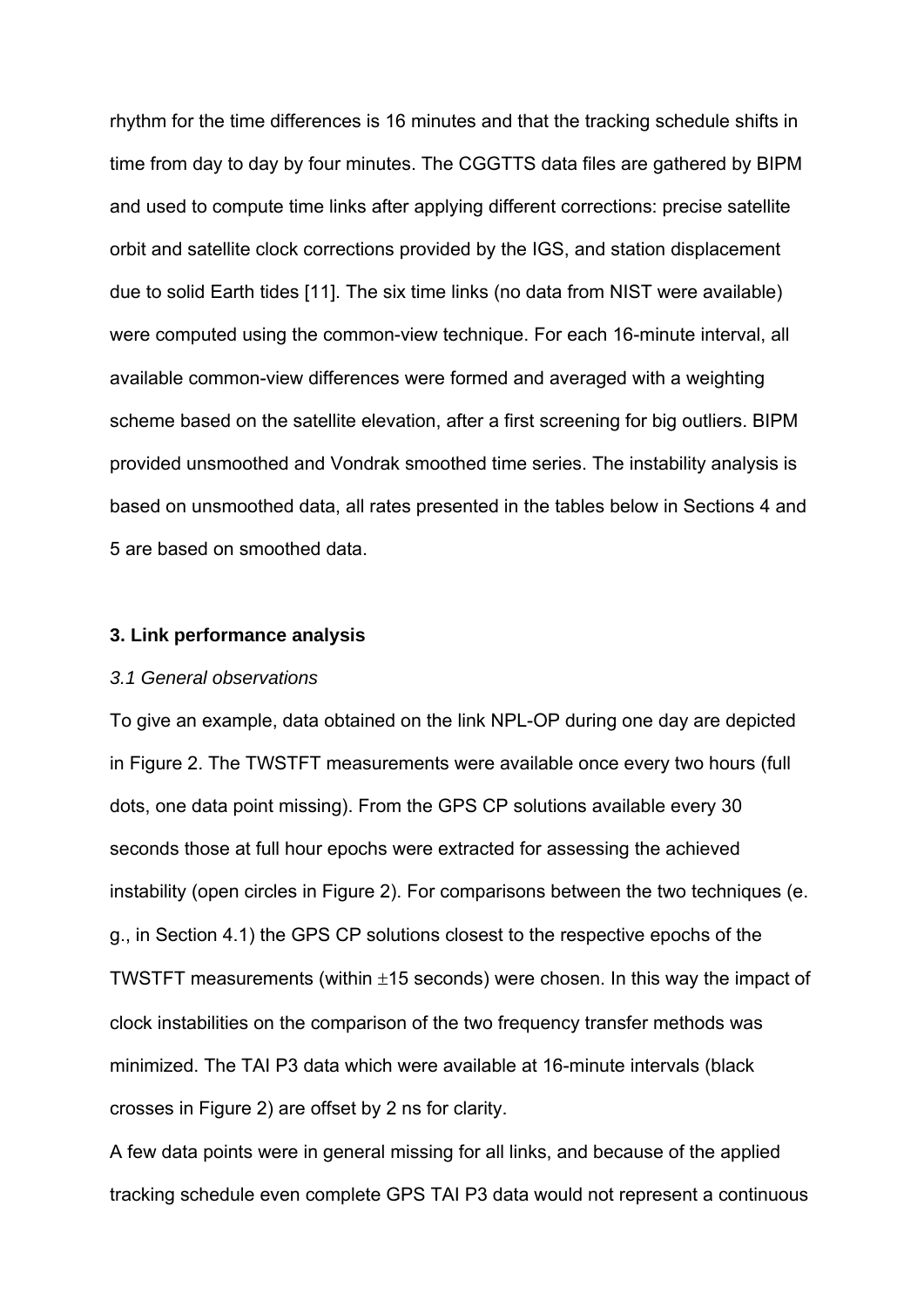rhythm for the time differences is 16 minutes and that the tracking schedule shifts in time from day to day by four minutes. The CGGTTS data files are gathered by BIPM and used to compute time links after applying different corrections: precise satellite orbit and satellite clock corrections provided by the IGS, and station displacement due to solid Earth tides [11]. The six time links (no data from NIST were available) were computed using the common-view technique. For each 16-minute interval, all available common-view differences were formed and averaged with a weighting scheme based on the satellite elevation, after a first screening for big outliers. BIPM provided unsmoothed and Vondrak smoothed time series. The instability analysis is based on unsmoothed data, all rates presented in the tables below in Sections 4 and 5 are based on smoothed data.

### 3. Link performance analysis

*3.1 General observations*

To give an example, data obtained on the link NPL-OP during one day are depicted in Figure 2. The TWSTFT measurements were available once every two hours (full dots, one data point missing). From the GPS CP solutions available every 30 seconds those at full hour epochs were extracted for assessing the achieved instability (open circles in Figure 2). For comparisons between the two techniques (e. g., in Section 4.1) the GPS CP solutions closest to the respective epochs of the TWSTFT measurements (within $\pm$15 seconds) were chosen. In this way the impact of clock instabilities on the comparison of the two frequency transfer methods was minimized. The TAI P3 data which were available at 16-minute intervals (black crosses in Figure 2) are offset by 2 ns for clarity.

A few data points were in general missing for all links, and because of the applied tracking schedule even complete GPS TAI P3 data would not represent a continuous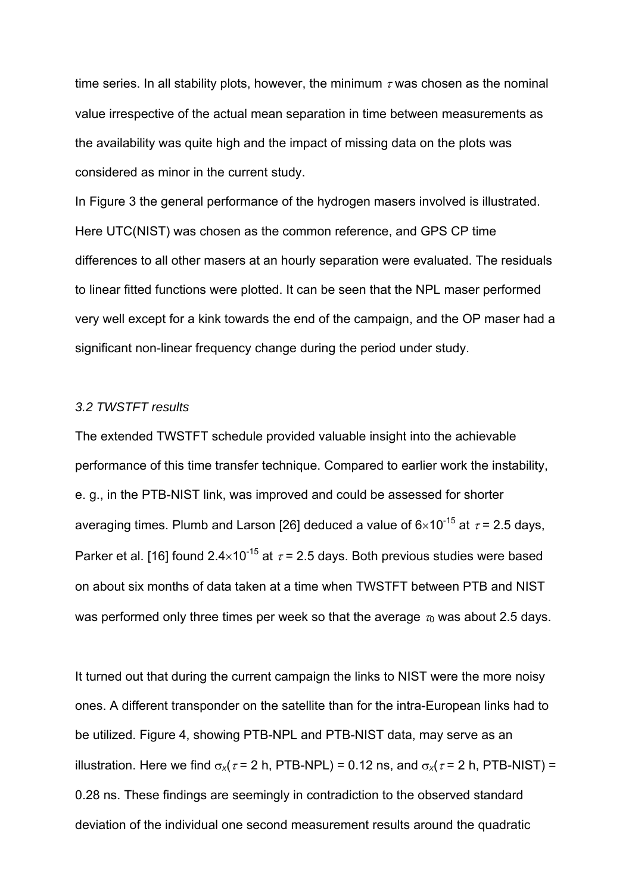time series. In all stability plots, however, the minimum $\tau$ was chosen as the nominal value irrespective of the actual mean separation in time between measurements as the availability was quite high and the impact of missing data on the plots was considered as minor in the current study.

In Figure 3 the general performance of the hydrogen masers involved is illustrated. Here UTC(NIST) was chosen as the common reference, and GPS CP time differences to all other masers at an hourly separation were evaluated. The residuals to linear fitted functions were plotted. It can be seen that the NPL maser performed very well except for a kink towards the end of the campaign, and the OP maser had a significant non-linear frequency change during the period under study.

### *3.2 TWSTFT results*

The extended TWSTFT schedule provided valuable insight into the achievable performance of this time transfer technique. Compared to earlier work the instability, e. g., in the PTB-NIST link, was improved and could be assessed for shorter averaging times. Plumb and Larson [26] deduced a value of $6\times10^{-15}$ at $\tau = 2.5$ days, Parker et al. [16] found $2.4\times10^{-15}$ at $\tau = 2.5$ days. Both previous studies were based on about six months of data taken at a time when TWSTFT between PTB and NIST was performed only three times per week so that the average $\tau_0$ was about 2.5 days.

It turned out that during the current campaign the links to NIST were the more noisy ones. A different transponder on the satellite than for the intra-European links had to be utilized. Figure 4, showing PTB-NPL and PTB-NIST data, may serve as an illustration. Here we find $\sigma_x(\tau = 2\text{ h, PTB-NPL}) = 0.12$ ns, and $\sigma_x(\tau = 2\text{ h, PTB-NIST}) = 0.28$ ns. These findings are seemingly in contradiction to the observed standard deviation of the individual one second measurement results around the quadratic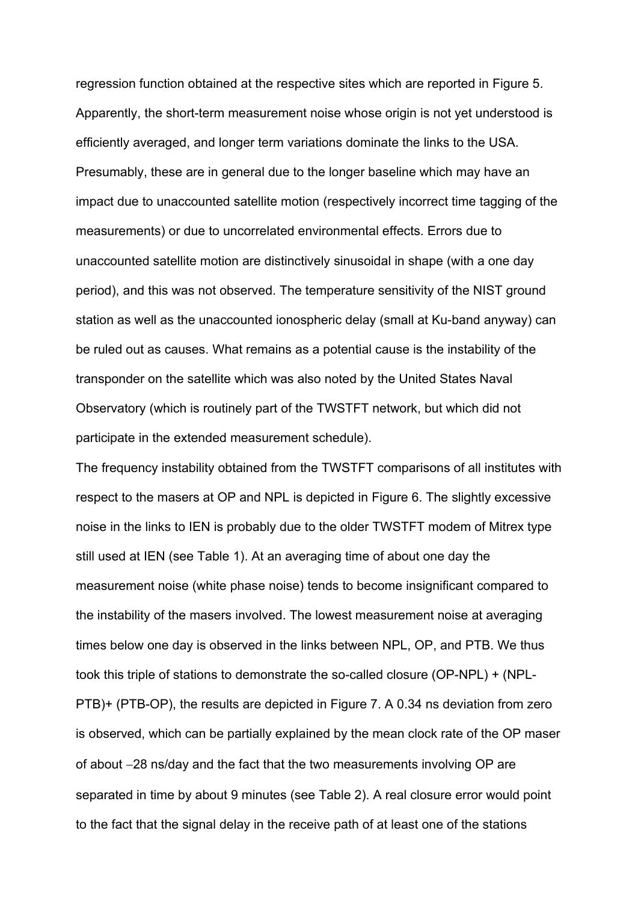regression function obtained at the respective sites which are reported in Figure 5. Apparently, the short-term measurement noise whose origin is not yet understood is efficiently averaged, and longer term variations dominate the links to the USA. Presumably, these are in general due to the longer baseline which may have an impact due to unaccounted satellite motion (respectively incorrect time tagging of the measurements) or due to uncorrelated environmental effects. Errors due to unaccounted satellite motion are distinctively sinusoidal in shape (with a one day period), and this was not observed. The temperature sensitivity of the NIST ground station as well as the unaccounted ionospheric delay (small at Ku-band anyway) can be ruled out as causes. What remains as a potential cause is the instability of the transponder on the satellite which was also noted by the United States Naval Observatory (which is routinely part of the TWSTFT network, but which did not participate in the extended measurement schedule).

The frequency instability obtained from the TWSTFT comparisons of all institutes with respect to the masers at OP and NPL is depicted in Figure 6. The slightly excessive noise in the links to IEN is probably due to the older TWSTFT modem of Mitrex type still used at IEN (see Table 1). At an averaging time of about one day the measurement noise (white phase noise) tends to become insignificant compared to the instability of the masers involved. The lowest measurement noise at averaging times below one day is observed in the links between NPL, OP, and PTB. We thus took this triple of stations to demonstrate the so-called closure (OP-NPL) + (NPL-PTB)+ (PTB-OP), the results are depicted in Figure 7. A 0.34 ns deviation from zero is observed, which can be partially explained by the mean clock rate of the OP maser of about −28 ns/day and the fact that the two measurements involving OP are separated in time by about 9 minutes (see Table 2). A real closure error would point to the fact that the signal delay in the receive path of at least one of the stations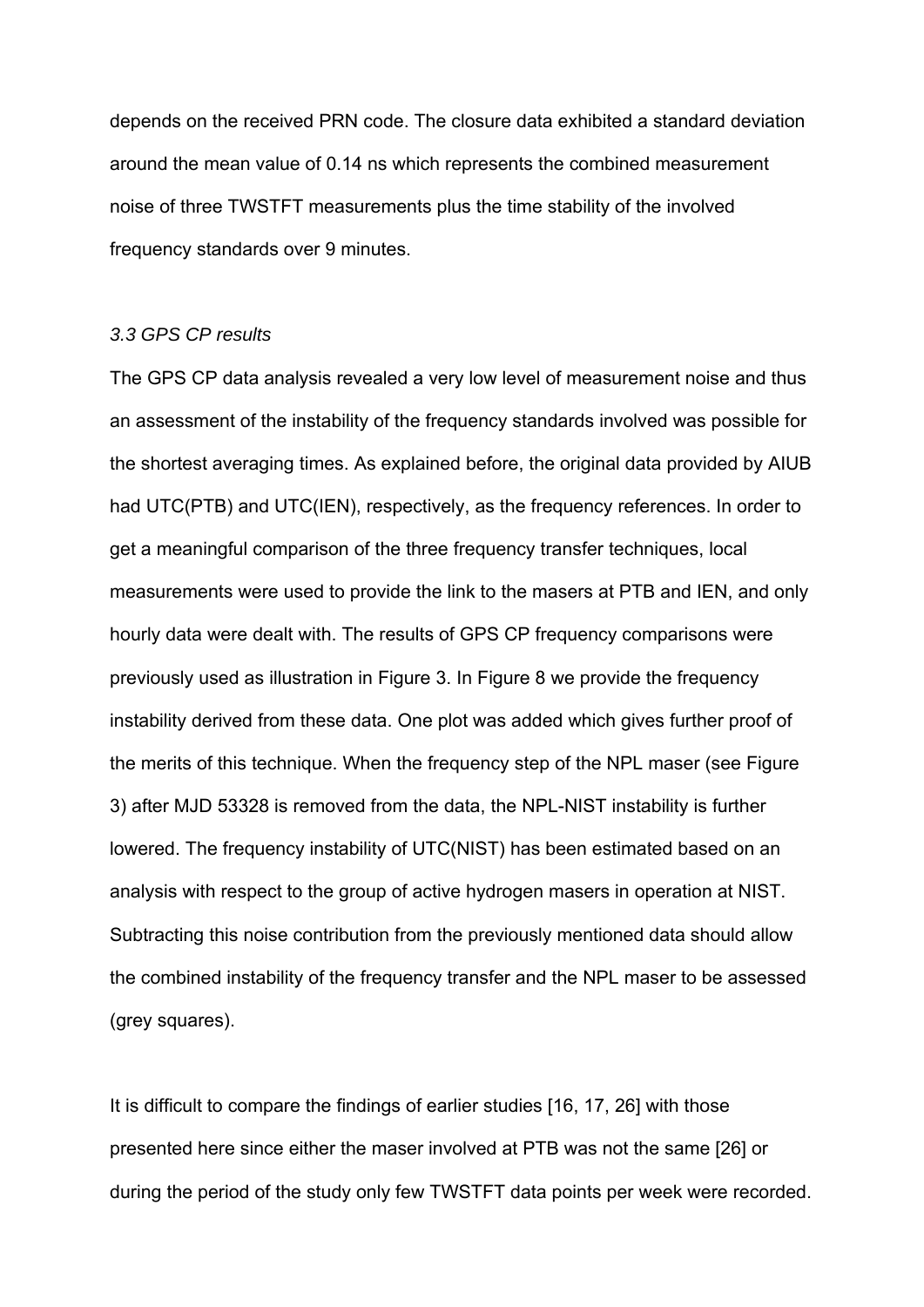depends on the received PRN code. The closure data exhibited a standard deviation around the mean value of 0.14 ns which represents the combined measurement noise of three TWSTFT measurements plus the time stability of the involved frequency standards over 9 minutes.

### *3.3 GPS CP results*

The GPS CP data analysis revealed a very low level of measurement noise and thus an assessment of the instability of the frequency standards involved was possible for the shortest averaging times. As explained before, the original data provided by AIUB had UTC(PTB) and UTC(IEN), respectively, as the frequency references. In order to get a meaningful comparison of the three frequency transfer techniques, local measurements were used to provide the link to the masers at PTB and IEN, and only hourly data were dealt with. The results of GPS CP frequency comparisons were previously used as illustration in Figure 3. In Figure 8 we provide the frequency instability derived from these data. One plot was added which gives further proof of the merits of this technique. When the frequency step of the NPL maser (see Figure 3) after MJD 53328 is removed from the data, the NPL-NIST instability is further lowered. The frequency instability of UTC(NIST) has been estimated based on an analysis with respect to the group of active hydrogen masers in operation at NIST. Subtracting this noise contribution from the previously mentioned data should allow the combined instability of the frequency transfer and the NPL maser to be assessed (grey squares).

It is difficult to compare the findings of earlier studies [16, 17, 26] with those presented here since either the maser involved at PTB was not the same [26] or during the period of the study only few TWSTFT data points per week were recorded.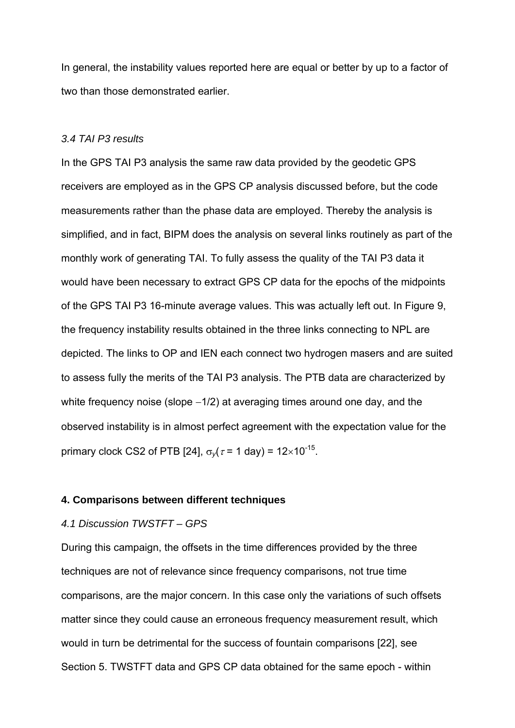In general, the instability values reported here are equal or better by up to a factor of two than those demonstrated earlier.

### *3.4 TAI P3 results*

In the GPS TAI P3 analysis the same raw data provided by the geodetic GPS receivers are employed as in the GPS CP analysis discussed before, but the code measurements rather than the phase data are employed. Thereby the analysis is simplified, and in fact, BIPM does the analysis on several links routinely as part of the monthly work of generating TAI. To fully assess the quality of the TAI P3 data it would have been necessary to extract GPS CP data for the epochs of the midpoints of the GPS TAI P3 16-minute average values. This was actually left out. In Figure 9, the frequency instability results obtained in the three links connecting to NPL are depicted. The links to OP and IEN each connect two hydrogen masers and are suited to assess fully the merits of the TAI P3 analysis. The PTB data are characterized by white frequency noise (slope $-1/2$) at averaging times around one day, and the observed instability is in almost perfect agreement with the expectation value for the primary clock CS2 of PTB [24], $\sigma_y(\tau = 1\text{ day}) = 12\times10^{-15}$.

## **4. Comparisons between different techniques**

### *4.1 Discussion TWSTFT – GPS*

During this campaign, the offsets in the time differences provided by the three techniques are not of relevance since frequency comparisons, not true time comparisons, are the major concern. In this case only the variations of such offsets matter since they could cause an erroneous frequency measurement result, which would in turn be detrimental for the success of fountain comparisons [22], see Section 5. TWSTFT data and GPS CP data obtained for the same epoch - within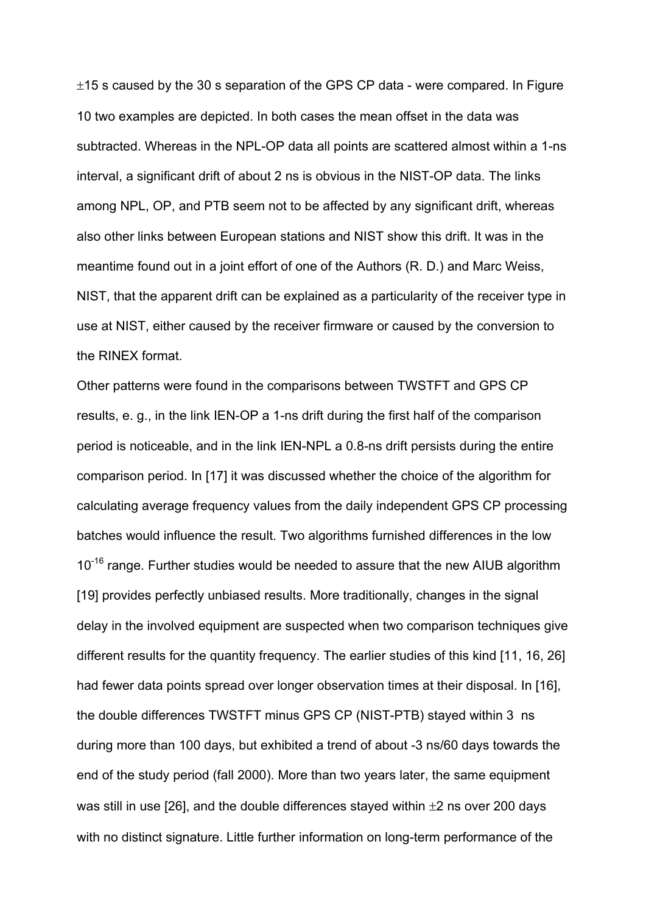±15 s caused by the 30 s separation of the GPS CP data - were compared. In Figure 10 two examples are depicted. In both cases the mean offset in the data was subtracted. Whereas in the NPL-OP data all points are scattered almost within a 1-ns interval, a significant drift of about 2 ns is obvious in the NIST-OP data. The links among NPL, OP, and PTB seem not to be affected by any significant drift, whereas also other links between European stations and NIST show this drift. It was in the meantime found out in a joint effort of one of the Authors (R. D.) and Marc Weiss, NIST, that the apparent drift can be explained as a particularity of the receiver type in use at NIST, either caused by the receiver firmware or caused by the conversion to the RINEX format.

Other patterns were found in the comparisons between TWSTFT and GPS CP results, e. g., in the link IEN-OP a 1-ns drift during the first half of the comparison period is noticeable, and in the link IEN-NPL a 0.8-ns drift persists during the entire comparison period. In [17] it was discussed whether the choice of the algorithm for calculating average frequency values from the daily independent GPS CP processing batches would influence the result. Two algorithms furnished differences in the low $10^{-16}$ range. Further studies would be needed to assure that the new AIUB algorithm [19] provides perfectly unbiased results. More traditionally, changes in the signal delay in the involved equipment are suspected when two comparison techniques give different results for the quantity frequency. The earlier studies of this kind [11, 16, 26] had fewer data points spread over longer observation times at their disposal. In [16], the double differences TWSTFT minus GPS CP (NIST-PTB) stayed within 3 ns during more than 100 days, but exhibited a trend of about -3 ns/60 days towards the end of the study period (fall 2000). More than two years later, the same equipment was still in use [26], and the double differences stayed within ±2 ns over 200 days with no distinct signature. Little further information on long-term performance of the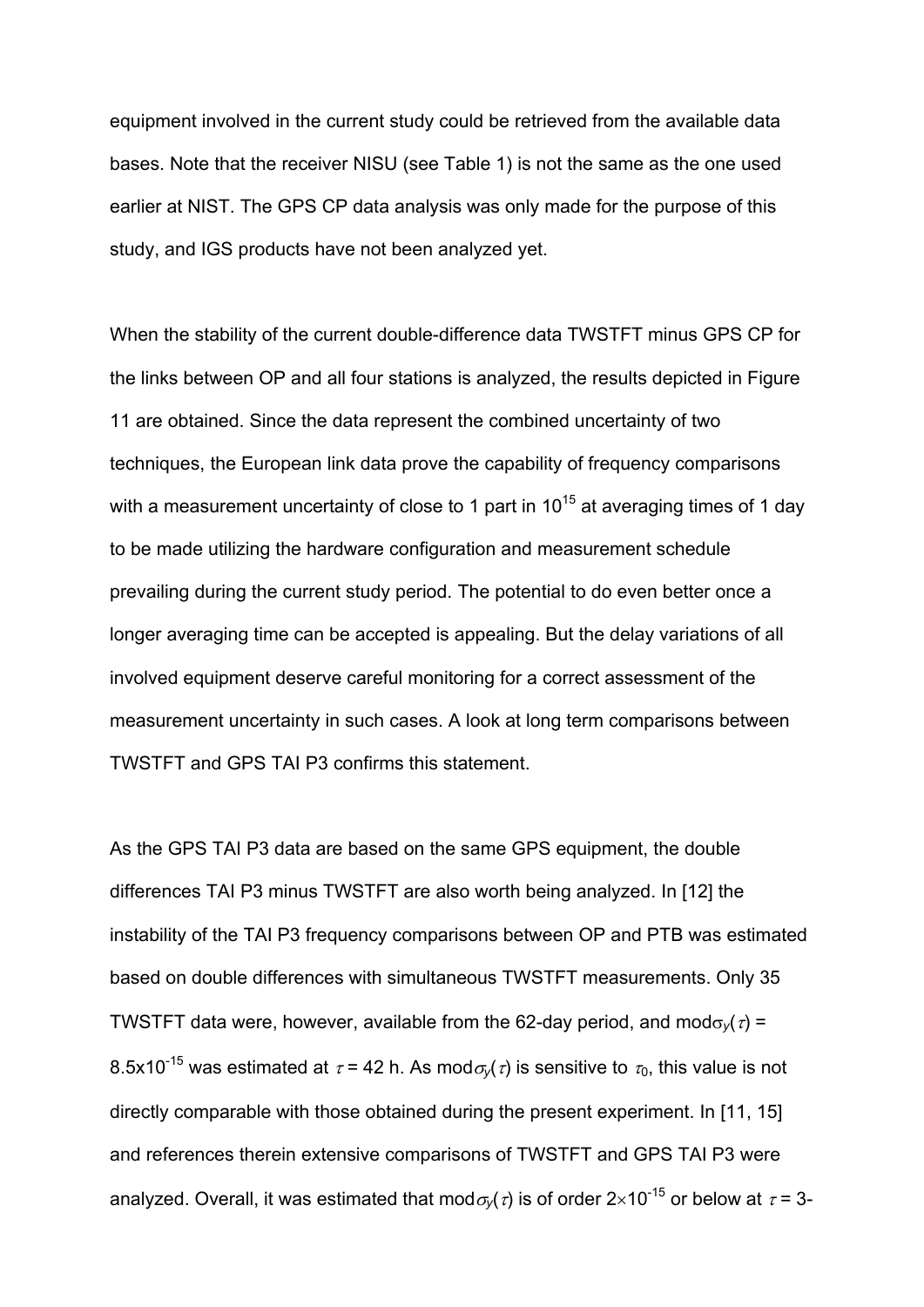equipment involved in the current study could be retrieved from the available data bases. Note that the receiver NISU (see Table 1) is not the same as the one used earlier at NIST. The GPS CP data analysis was only made for the purpose of this study, and IGS products have not been analyzed yet.

When the stability of the current double-difference data TWSTFT minus GPS CP for the links between OP and all four stations is analyzed, the results depicted in Figure 11 are obtained. Since the data represent the combined uncertainty of two techniques, the European link data prove the capability of frequency comparisons with a measurement uncertainty of close to 1 part in $10^{15}$ at averaging times of 1 day to be made utilizing the hardware configuration and measurement schedule prevailing during the current study period. The potential to do even better once a longer averaging time can be accepted is appealing. But the delay variations of all involved equipment deserve careful monitoring for a correct assessment of the measurement uncertainty in such cases. A look at long term comparisons between TWSTFT and GPS TAI P3 confirms this statement.

As the GPS TAI P3 data are based on the same GPS equipment, the double differences TAI P3 minus TWSTFT are also worth being analyzed. In [12] the instability of the TAI P3 frequency comparisons between OP and PTB was estimated based on double differences with simultaneous TWSTFT measurements. Only 35 TWSTFT data were, however, available from the 62-day period, and mod$\sigma_y(\tau)$ = $8.5\text{x}10^{-15}$ was estimated at $\tau$ = 42 h. As mod$\sigma_y(\tau)$ is sensitive to $\tau_0$, this value is not directly comparable with those obtained during the present experiment. In [11, 15] and references therein extensive comparisons of TWSTFT and GPS TAI P3 were analyzed. Overall, it was estimated that mod$\sigma_y(\tau)$ is of order $2\times10^{-15}$ or below at $\tau$ = 3-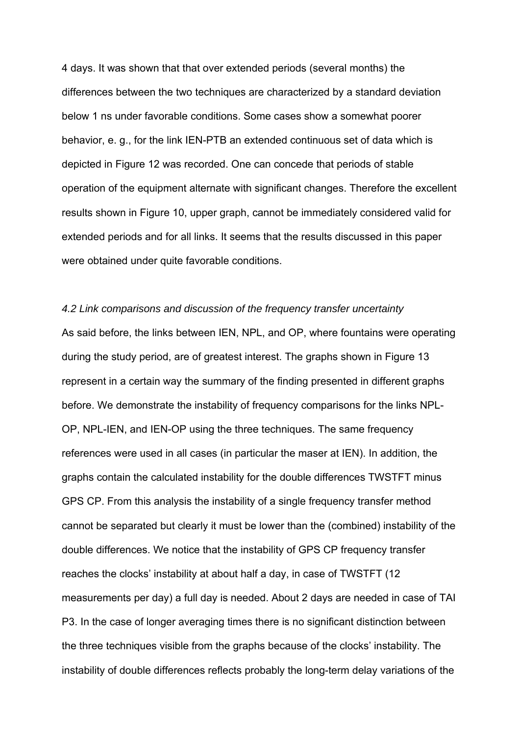4 days. It was shown that that over extended periods (several months) the differences between the two techniques are characterized by a standard deviation below 1 ns under favorable conditions. Some cases show a somewhat poorer behavior, e. g., for the link IEN-PTB an extended continuous set of data which is depicted in Figure 12 was recorded. One can concede that periods of stable operation of the equipment alternate with significant changes. Therefore the excellent results shown in Figure 10, upper graph, cannot be immediately considered valid for extended periods and for all links. It seems that the results discussed in this paper were obtained under quite favorable conditions.

*4.2 Link comparisons and discussion of the frequency transfer uncertainty*

As said before, the links between IEN, NPL, and OP, where fountains were operating during the study period, are of greatest interest. The graphs shown in Figure 13 represent in a certain way the summary of the finding presented in different graphs before. We demonstrate the instability of frequency comparisons for the links NPL-OP, NPL-IEN, and IEN-OP using the three techniques. The same frequency references were used in all cases (in particular the maser at IEN). In addition, the graphs contain the calculated instability for the double differences TWSTFT minus GPS CP. From this analysis the instability of a single frequency transfer method cannot be separated but clearly it must be lower than the (combined) instability of the double differences. We notice that the instability of GPS CP frequency transfer reaches the clocks' instability at about half a day, in case of TWSTFT (12 measurements per day) a full day is needed. About 2 days are needed in case of TAI P3. In the case of longer averaging times there is no significant distinction between the three techniques visible from the graphs because of the clocks' instability. The instability of double differences reflects probably the long-term delay variations of the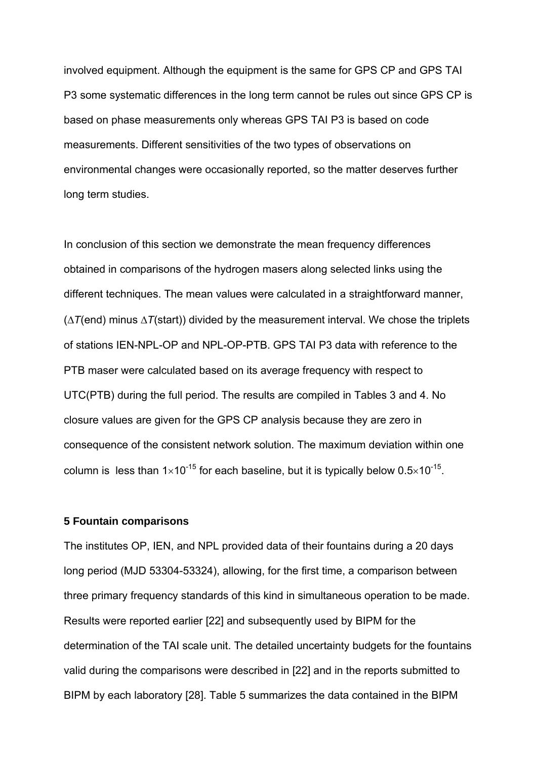involved equipment. Although the equipment is the same for GPS CP and GPS TAI P3 some systematic differences in the long term cannot be rules out since GPS CP is based on phase measurements only whereas GPS TAI P3 is based on code measurements. Different sensitivities of the two types of observations on environmental changes were occasionally reported, so the matter deserves further long term studies.

In conclusion of this section we demonstrate the mean frequency differences obtained in comparisons of the hydrogen masers along selected links using the different techniques. The mean values were calculated in a straightforward manner, ($\Delta T$(end) minus $\Delta T$(start)) divided by the measurement interval. We chose the triplets of stations IEN-NPL-OP and NPL-OP-PTB. GPS TAI P3 data with reference to the PTB maser were calculated based on its average frequency with respect to UTC(PTB) during the full period. The results are compiled in Tables 3 and 4. No closure values are given for the GPS CP analysis because they are zero in consequence of the consistent network solution. The maximum deviation within one column is less than $1\times10^{-15}$ for each baseline, but it is typically below $0.5\times10^{-15}$.

**5 Fountain comparisons**

The institutes OP, IEN, and NPL provided data of their fountains during a 20 days long period (MJD 53304-53324), allowing, for the first time, a comparison between three primary frequency standards of this kind in simultaneous operation to be made. Results were reported earlier [22] and subsequently used by BIPM for the determination of the TAI scale unit. The detailed uncertainty budgets for the fountains valid during the comparisons were described in [22] and in the reports submitted to BIPM by each laboratory [28]. Table 5 summarizes the data contained in the BIPM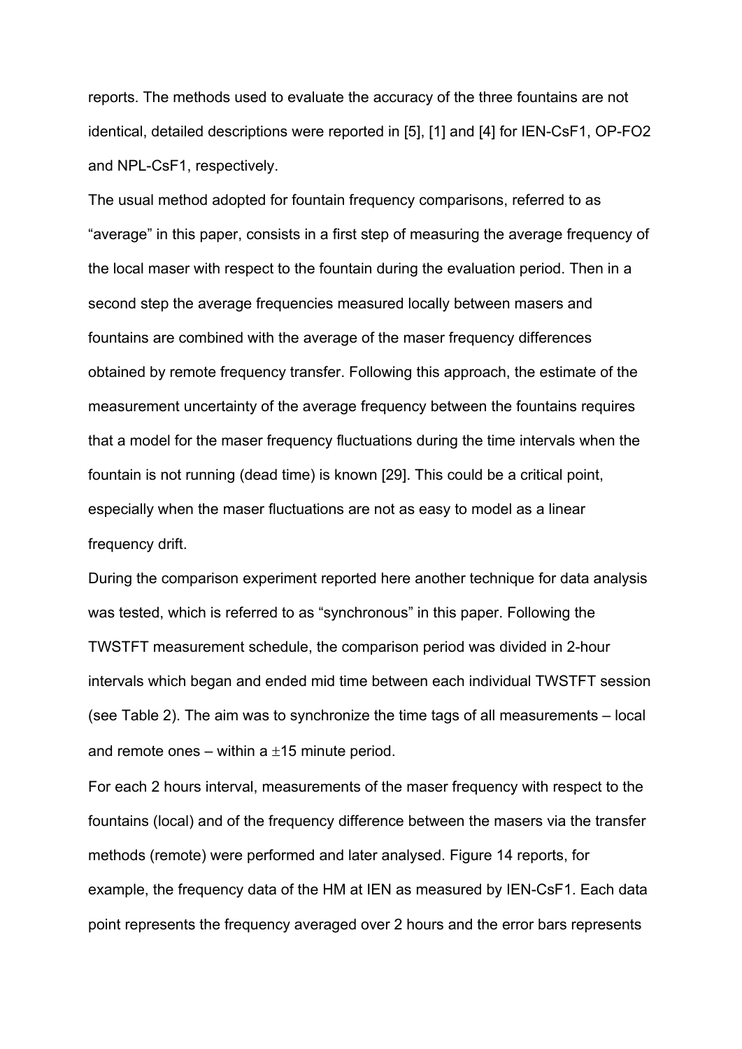reports. The methods used to evaluate the accuracy of the three fountains are not identical, detailed descriptions were reported in [5], [1] and [4] for IEN-CsF1, OP-FO2 and NPL-CsF1, respectively.

The usual method adopted for fountain frequency comparisons, referred to as “average” in this paper, consists in a first step of measuring the average frequency of the local maser with respect to the fountain during the evaluation period. Then in a second step the average frequencies measured locally between masers and fountains are combined with the average of the maser frequency differences obtained by remote frequency transfer. Following this approach, the estimate of the measurement uncertainty of the average frequency between the fountains requires that a model for the maser frequency fluctuations during the time intervals when the fountain is not running (dead time) is known [29]. This could be a critical point, especially when the maser fluctuations are not as easy to model as a linear frequency drift.

During the comparison experiment reported here another technique for data analysis was tested, which is referred to as “synchronous” in this paper. Following the TWSTFT measurement schedule, the comparison period was divided in 2-hour intervals which began and ended mid time between each individual TWSTFT session (see Table 2). The aim was to synchronize the time tags of all measurements – local and remote ones – within a $\pm$15 minute period.

For each 2 hours interval, measurements of the maser frequency with respect to the fountains (local) and of the frequency difference between the masers via the transfer methods (remote) were performed and later analysed. Figure 14 reports, for example, the frequency data of the HM at IEN as measured by IEN-CsF1. Each data point represents the frequency averaged over 2 hours and the error bars represents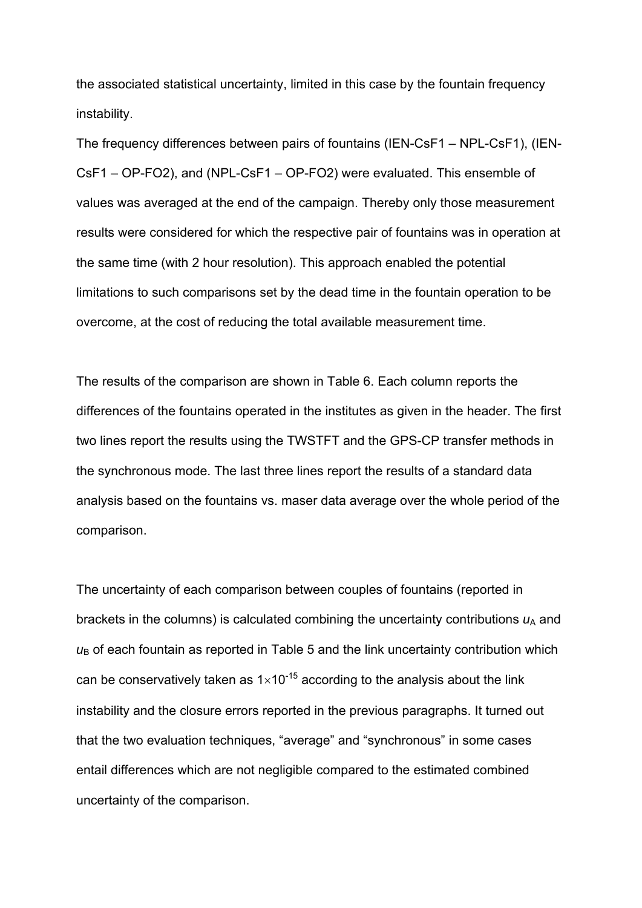the associated statistical uncertainty, limited in this case by the fountain frequency instability.

The frequency differences between pairs of fountains (IEN-CsF1 – NPL-CsF1), (IEN-CsF1 – OP-FO2), and (NPL-CsF1 – OP-FO2) were evaluated. This ensemble of values was averaged at the end of the campaign. Thereby only those measurement results were considered for which the respective pair of fountains was in operation at the same time (with 2 hour resolution). This approach enabled the potential limitations to such comparisons set by the dead time in the fountain operation to be overcome, at the cost of reducing the total available measurement time.

The results of the comparison are shown in Table 6. Each column reports the differences of the fountains operated in the institutes as given in the header. The first two lines report the results using the TWSTFT and the GPS-CP transfer methods in the synchronous mode. The last three lines report the results of a standard data analysis based on the fountains vs. maser data average over the whole period of the comparison.

The uncertainty of each comparison between couples of fountains (reported in brackets in the columns) is calculated combining the uncertainty contributions $u_A$ and $u_B$ of each fountain as reported in Table 5 and the link uncertainty contribution which can be conservatively taken as $1\times10^{-15}$ according to the analysis about the link instability and the closure errors reported in the previous paragraphs. It turned out that the two evaluation techniques, "average" and "synchronous" in some cases entail differences which are not negligible compared to the estimated combined uncertainty of the comparison.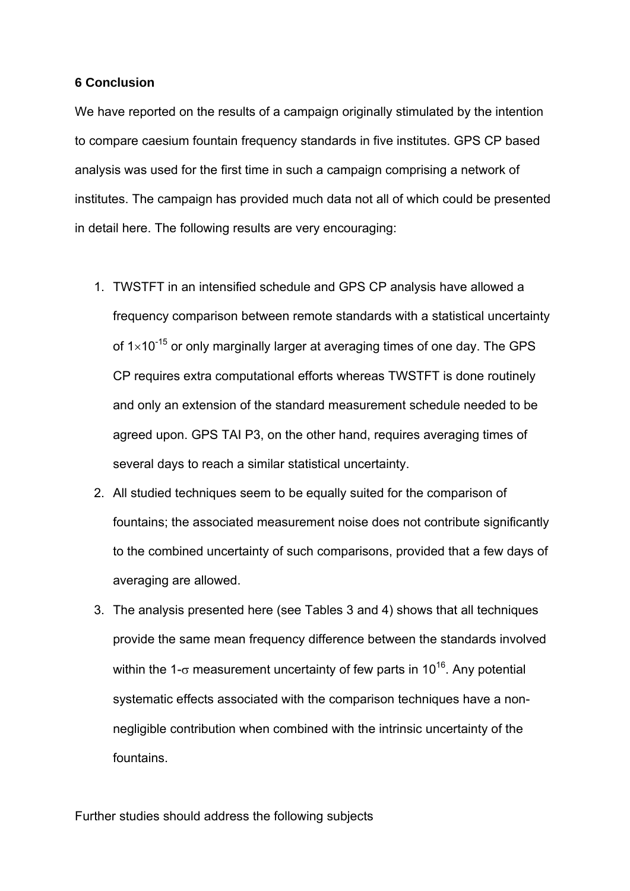### 6 Conclusion

We have reported on the results of a campaign originally stimulated by the intention to compare caesium fountain frequency standards in five institutes. GPS CP based analysis was used for the first time in such a campaign comprising a network of institutes. The campaign has provided much data not all of which could be presented in detail here. The following results are very encouraging:

1. TWSTFT in an intensified schedule and GPS CP analysis have allowed a frequency comparison between remote standards with a statistical uncertainty of $1\times10^{-15}$ or only marginally larger at averaging times of one day. The GPS CP requires extra computational efforts whereas TWSTFT is done routinely and only an extension of the standard measurement schedule needed to be agreed upon. GPS TAI P3, on the other hand, requires averaging times of several days to reach a similar statistical uncertainty.
2. All studied techniques seem to be equally suited for the comparison of fountains; the associated measurement noise does not contribute significantly to the combined uncertainty of such comparisons, provided that a few days of averaging are allowed.
3. The analysis presented here (see Tables 3 and 4) shows that all techniques provide the same mean frequency difference between the standards involved within the 1-$\sigma$ measurement uncertainty of few parts in $10^{16}$. Any potential systematic effects associated with the comparison techniques have a non-negligible contribution when combined with the intrinsic uncertainty of the fountains.

Further studies should address the following subjects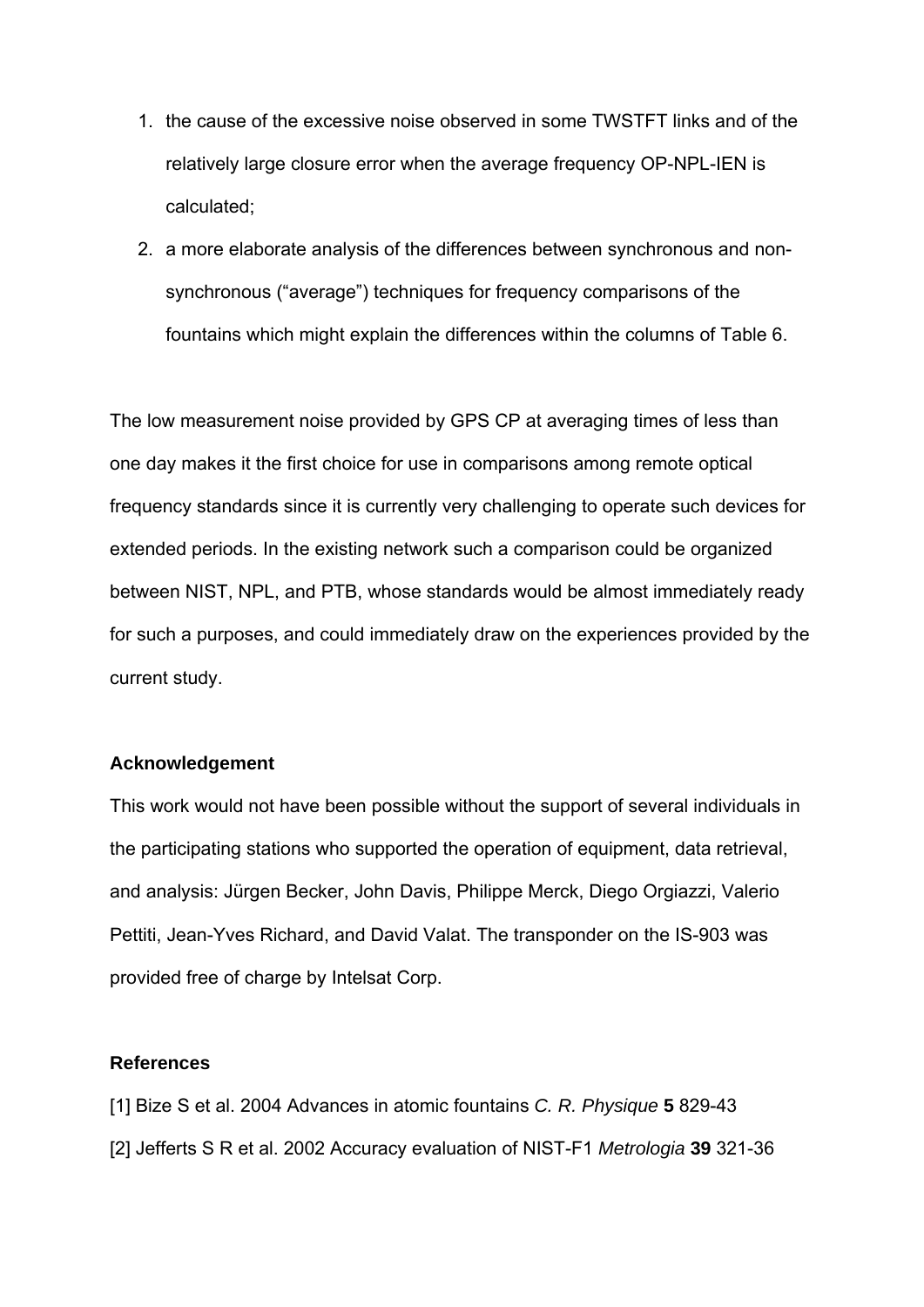1. the cause of the excessive noise observed in some TWSTFT links and of the relatively large closure error when the average frequency OP-NPL-IEN is calculated;
2. a more elaborate analysis of the differences between synchronous and non-synchronous ("average") techniques for frequency comparisons of the fountains which might explain the differences within the columns of Table 6.

The low measurement noise provided by GPS CP at averaging times of less than one day makes it the first choice for use in comparisons among remote optical frequency standards since it is currently very challenging to operate such devices for extended periods. In the existing network such a comparison could be organized between NIST, NPL, and PTB, whose standards would be almost immediately ready for such a purposes, and could immediately draw on the experiences provided by the current study.

**Acknowledgement**

This work would not have been possible without the support of several individuals in the participating stations who supported the operation of equipment, data retrieval, and analysis: Jürgen Becker, John Davis, Philippe Merck, Diego Orgiazzi, Valerio Pettiti, Jean-Yves Richard, and David Valat. The transponder on the IS-903 was provided free of charge by Intelsat Corp.

**References**

[1] Bize S et al. 2004 Advances in atomic fountains *C. R. Physique* **5** 829-43

[2] Jefferts S R et al. 2002 Accuracy evaluation of NIST-F1 *Metrologia* **39** 321-36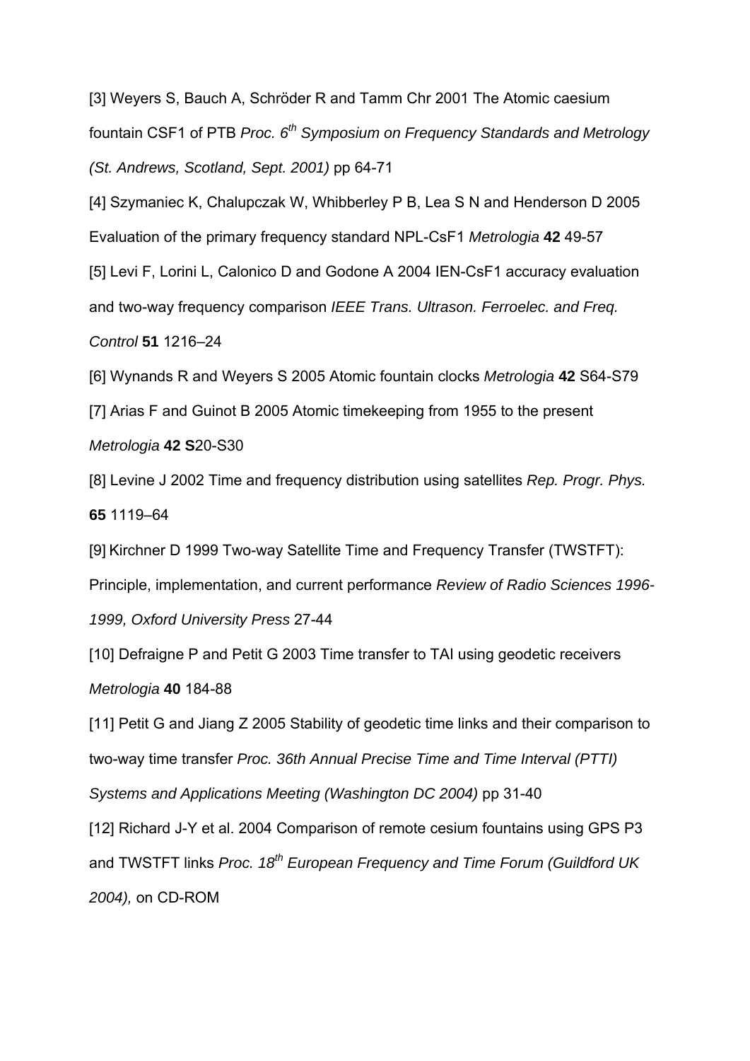[3] Weyers S, Bauch A, Schröder R and Tamm Chr 2001 The Atomic caesium fountain CSF1 of PTB *Proc. 6th Symposium on Frequency Standards and Metrology (St. Andrews, Scotland, Sept. 2001)* pp 64-71

[4] Szymaniec K, Chalupczak W, Whibberley P B, Lea S N and Henderson D 2005 Evaluation of the primary frequency standard NPL-CsF1 *Metrologia* **42** 49-57

[5] Levi F, Lorini L, Calonico D and Godone A 2004 IEN-CsF1 accuracy evaluation and two-way frequency comparison *IEEE Trans. Ultrason. Ferroelec. and Freq. Control* **51** 1216–24

[6] Wynands R and Weyers S 2005 Atomic fountain clocks *Metrologia* **42** S64-S79

[7] Arias F and Guinot B 2005 Atomic timekeeping from 1955 to the present *Metrologia* **42 S**20-S30

[8] Levine J 2002 Time and frequency distribution using satellites *Rep. Progr. Phys.* **65** 1119–64

[9] Kirchner D 1999 Two-way Satellite Time and Frequency Transfer (TWSTFT): Principle, implementation, and current performance *Review of Radio Sciences 1996-1999, Oxford University Press* 27-44

[10] Defraigne P and Petit G 2003 Time transfer to TAI using geodetic receivers *Metrologia* **40** 184-88

[11] Petit G and Jiang Z 2005 Stability of geodetic time links and their comparison to two-way time transfer *Proc. 36th Annual Precise Time and Time Interval (PTTI) Systems and Applications Meeting (Washington DC 2004)* pp 31-40

[12] Richard J-Y et al. 2004 Comparison of remote cesium fountains using GPS P3 and TWSTFT links *Proc. 18th European Frequency and Time Forum (Guildford UK 2004),* on CD-ROM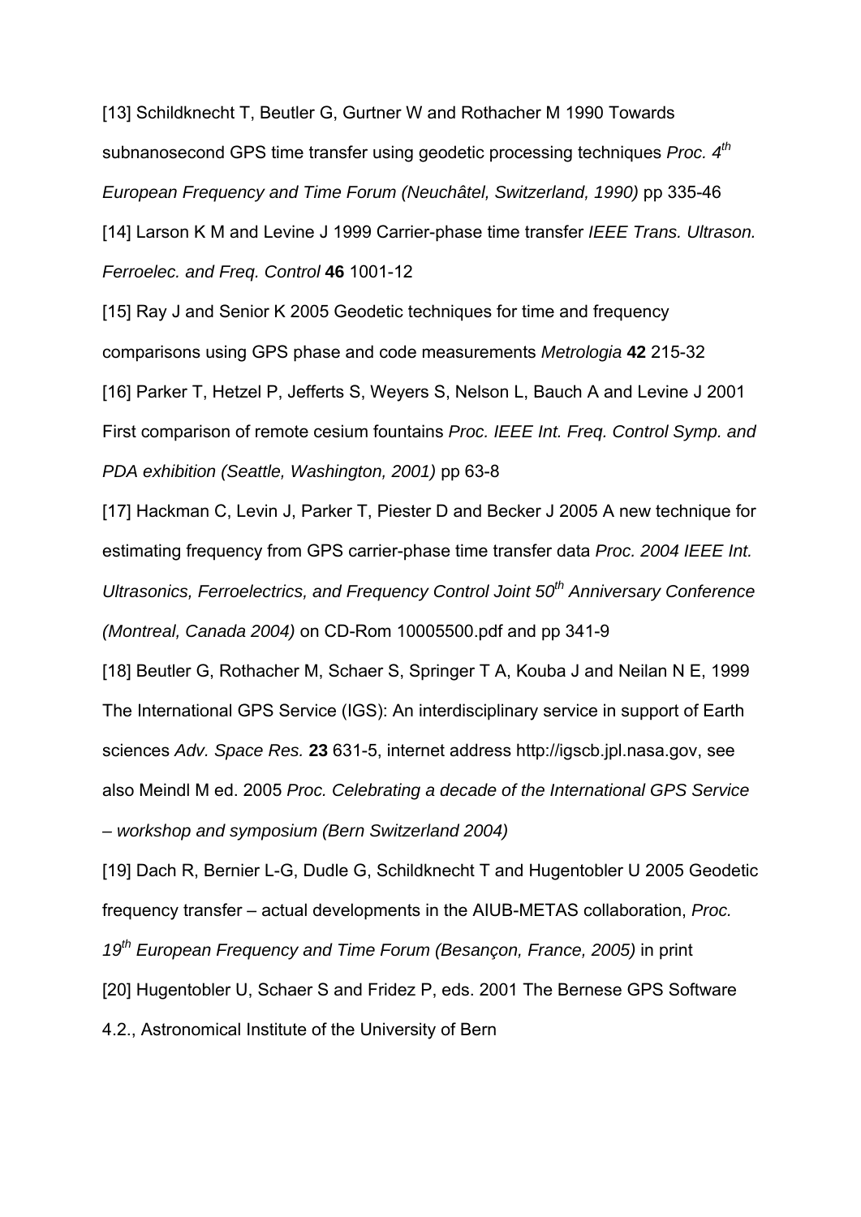[13] Schildknecht T, Beutler G, Gurtner W and Rothacher M 1990 Towards subnanosecond GPS time transfer using geodetic processing techniques *Proc. 4th European Frequency and Time Forum (Neuchâtel, Switzerland, 1990)* pp 335-46

[14] Larson K M and Levine J 1999 Carrier-phase time transfer *IEEE Trans. Ultrason. Ferroelec. and Freq. Control* **46** 1001-12

[15] Ray J and Senior K 2005 Geodetic techniques for time and frequency comparisons using GPS phase and code measurements *Metrologia* **42** 215-32

[16] Parker T, Hetzel P, Jefferts S, Weyers S, Nelson L, Bauch A and Levine J 2001 First comparison of remote cesium fountains *Proc. IEEE Int. Freq. Control Symp. and PDA exhibition (Seattle, Washington, 2001)* pp 63-8

[17] Hackman C, Levin J, Parker T, Piester D and Becker J 2005 A new technique for estimating frequency from GPS carrier-phase time transfer data *Proc. 2004 IEEE Int. Ultrasonics, Ferroelectrics, and Frequency Control Joint 50th Anniversary Conference (Montreal, Canada 2004)* on CD-Rom 10005500.pdf and pp 341-9

[18] Beutler G, Rothacher M, Schaer S, Springer T A, Kouba J and Neilan N E, 1999 The International GPS Service (IGS): An interdisciplinary service in support of Earth sciences *Adv. Space Res.* **23** 631-5, internet address http://igscb.jpl.nasa.gov, see also Meindl M ed. 2005 *Proc. Celebrating a decade of the International GPS Service – workshop and symposium (Bern Switzerland 2004)*

[19] Dach R, Bernier L-G, Dudle G, Schildknecht T and Hugentobler U 2005 Geodetic frequency transfer – actual developments in the AIUB-METAS collaboration, *Proc. 19th European Frequency and Time Forum (Besançon, France, 2005)* in print

[20] Hugentobler U, Schaer S and Fridez P, eds. 2001 The Bernese GPS Software 4.2., Astronomical Institute of the University of Bern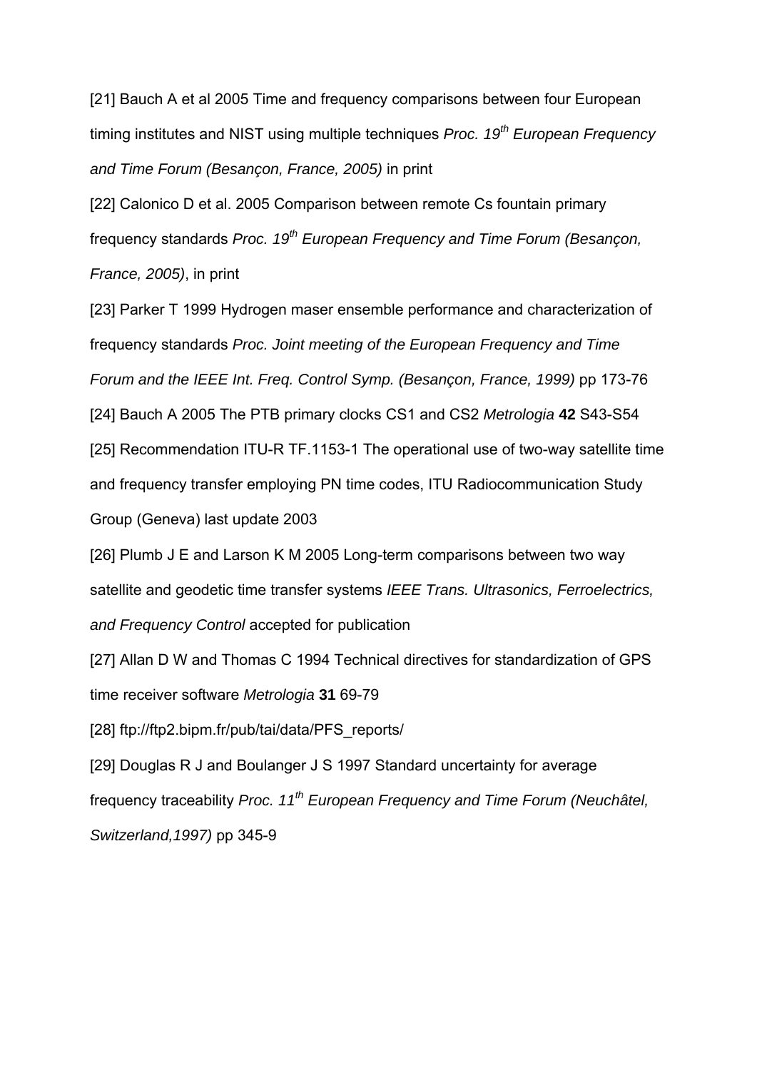[21] Bauch A et al 2005 Time and frequency comparisons between four European timing institutes and NIST using multiple techniques *Proc. 19th European Frequency and Time Forum (Besançon, France, 2005)* in print

[22] Calonico D et al. 2005 Comparison between remote Cs fountain primary frequency standards *Proc. 19th European Frequency and Time Forum (Besançon, France, 2005)*, in print

[23] Parker T 1999 Hydrogen maser ensemble performance and characterization of frequency standards *Proc. Joint meeting of the European Frequency and Time Forum and the IEEE Int. Freq. Control Symp. (Besançon, France, 1999)* pp 173-76

[24] Bauch A 2005 The PTB primary clocks CS1 and CS2 *Metrologia* **42** S43-S54

[25] Recommendation ITU-R TF.1153-1 The operational use of two-way satellite time and frequency transfer employing PN time codes, ITU Radiocommunication Study Group (Geneva) last update 2003

[26] Plumb J E and Larson K M 2005 Long-term comparisons between two way satellite and geodetic time transfer systems *IEEE Trans. Ultrasonics, Ferroelectrics, and Frequency Control* accepted for publication

[27] Allan D W and Thomas C 1994 Technical directives for standardization of GPS time receiver software *Metrologia* **31** 69-79

[28] ftp://ftp2.bipm.fr/pub/tai/data/PFS_reports/

[29] Douglas R J and Boulanger J S 1997 Standard uncertainty for average frequency traceability *Proc. 11th European Frequency and Time Forum (Neuchâtel, Switzerland,1997)* pp 345-9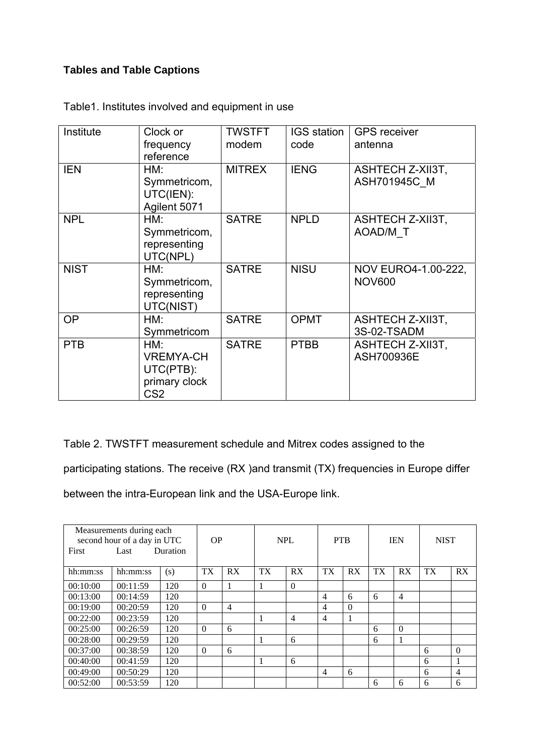**Tables and Table Captions**

Table1. Institutes involved and equipment in use

| Institute | Clock or frequency reference | TWSTFT modem | IGS station code | GPS receiver antenna |
|---|---|---|---|---|
| IEN | HM: Symmetricom, UTC(IEN): Agilent 5071 | MITREX | IENG | ASHTECH Z-XII3T, ASH701945C_M |
| NPL | HM: Symmetricom, representing UTC(NPL) | SATRE | NPLD | ASHTECH Z-XII3T, AOAD/M_T |
| NIST | HM: Symmetricom, representing UTC(NIST) | SATRE | NISU | NOV EURO4-1.00-222, NOV600 |
| OP | HM: Symmetricom | SATRE | OPMT | ASHTECH Z-XII3T, 3S-02-TSADM |
| PTB | HM: VREMYA-CH UTC(PTB): primary clock CS2 | SATRE | PTBB | ASHTECH Z-XII3T, ASH700936E |

Table 2. TWSTFT measurement schedule and Mitrex codes assigned to the participating stations. The receive (RX )and transmit (TX) frequencies in Europe differ between the intra-European link and the USA-Europe link.

| Measurements during each second hour of a day in UTC | | | OP | | NPL | | PTB | | IEN | | NIST | |
|---|---|---|---|---|---|---|---|---|---|---|---|---|
| First | Last | Duration | | | | | | | | | | |
| hh:mm:ss | hh:mm:ss | (s) | TX | RX | TX | RX | TX | RX | TX | RX | TX | RX |
| 00:10:00 | 00:11:59 | 120 | 0 | 1 | 1 | 0 | | | | | | |
| 00:13:00 | 00:14:59 | 120 | | | | | 4 | 6 | 6 | 4 | | |
| 00:19:00 | 00:20:59 | 120 | 0 | 4 | | | 4 | 0 | | | | |
| 00:22:00 | 00:23:59 | 120 | | | 1 | 4 | 4 | 1 | | | | |
| 00:25:00 | 00:26:59 | 120 | 0 | 6 | | | | | 6 | 0 | | |
| 00:28:00 | 00:29:59 | 120 | | | 1 | 6 | | | 6 | 1 | | |
| 00:37:00 | 00:38:59 | 120 | 0 | 6 | | | | | | | 6 | 0 |
| 00:40:00 | 00:41:59 | 120 | | | 1 | 6 | | | | | 6 | 1 |
| 00:49:00 | 00:50:29 | 120 | | | | | 4 | 6 | | | 6 | 4 |
| 00:52:00 | 00:53:59 | 120 | | | | | | | 6 | 6 | 6 | 6 |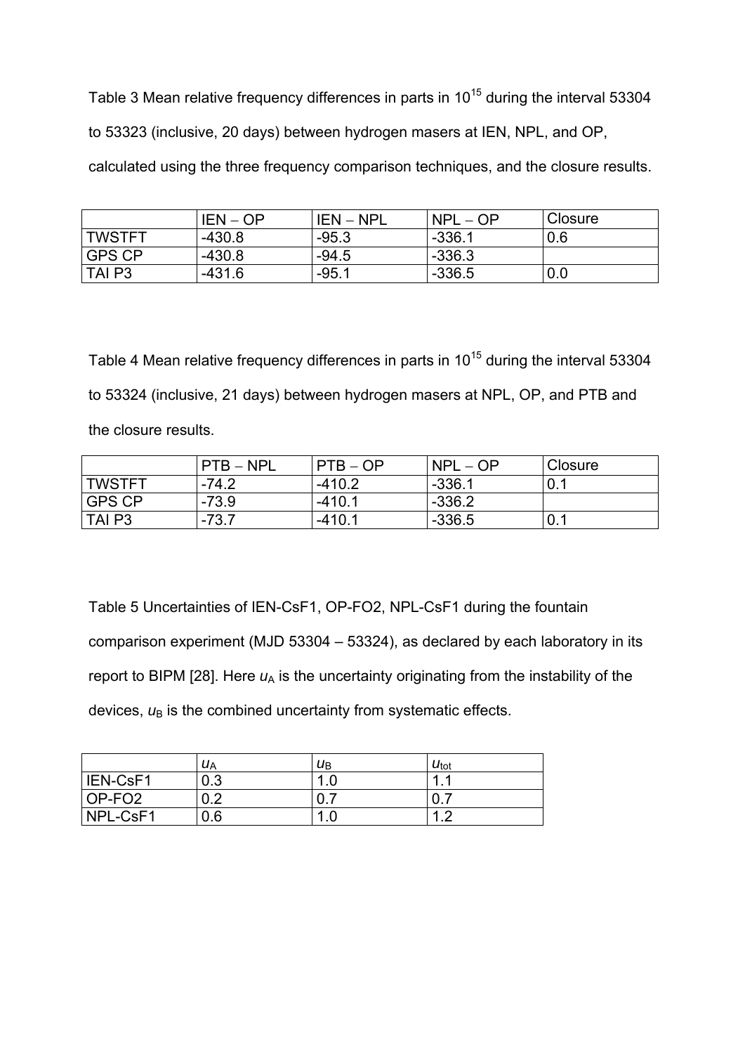Table 3 Mean relative frequency differences in parts in $10^{15}$ during the interval 53304 to 53323 (inclusive, 20 days) between hydrogen masers at IEN, NPL, and OP, calculated using the three frequency comparison techniques, and the closure results.

| | IEN − OP | IEN − NPL | NPL − OP | Closure |
|---|---|---|---|---|
| TWSTFT | -430.8 | -95.3 | -336.1 | 0.6 |
| GPS CP | -430.8 | -94.5 | -336.3 | |
| TAI P3 | -431.6 | -95.1 | -336.5 | 0.0 |

Table 4 Mean relative frequency differences in parts in $10^{15}$ during the interval 53304 to 53324 (inclusive, 21 days) between hydrogen masers at NPL, OP, and PTB and the closure results.

| | PTB − NPL | PTB − OP | NPL − OP | Closure |
|---|---|---|---|---|
| TWSTFT | -74.2 | -410.2 | -336.1 | 0.1 |
| GPS CP | -73.9 | -410.1 | -336.2 | |
| TAI P3 | -73.7 | -410.1 | -336.5 | 0.1 |

Table 5 Uncertainties of IEN-CsF1, OP-FO2, NPL-CsF1 during the fountain comparison experiment (MJD 53304 – 53324), as declared by each laboratory in its report to BIPM [28]. Here $u_A$ is the uncertainty originating from the instability of the devices, $u_B$ is the combined uncertainty from systematic effects.

| | $u_A$ | $u_B$ | $u_{tot}$ |
|---|---|---|---|
| IEN-CsF1 | 0.3 | 1.0 | 1.1 |
| OP-FO2 | 0.2 | 0.7 | 0.7 |
| NPL-CsF1 | 0.6 | 1.0 | 1.2 |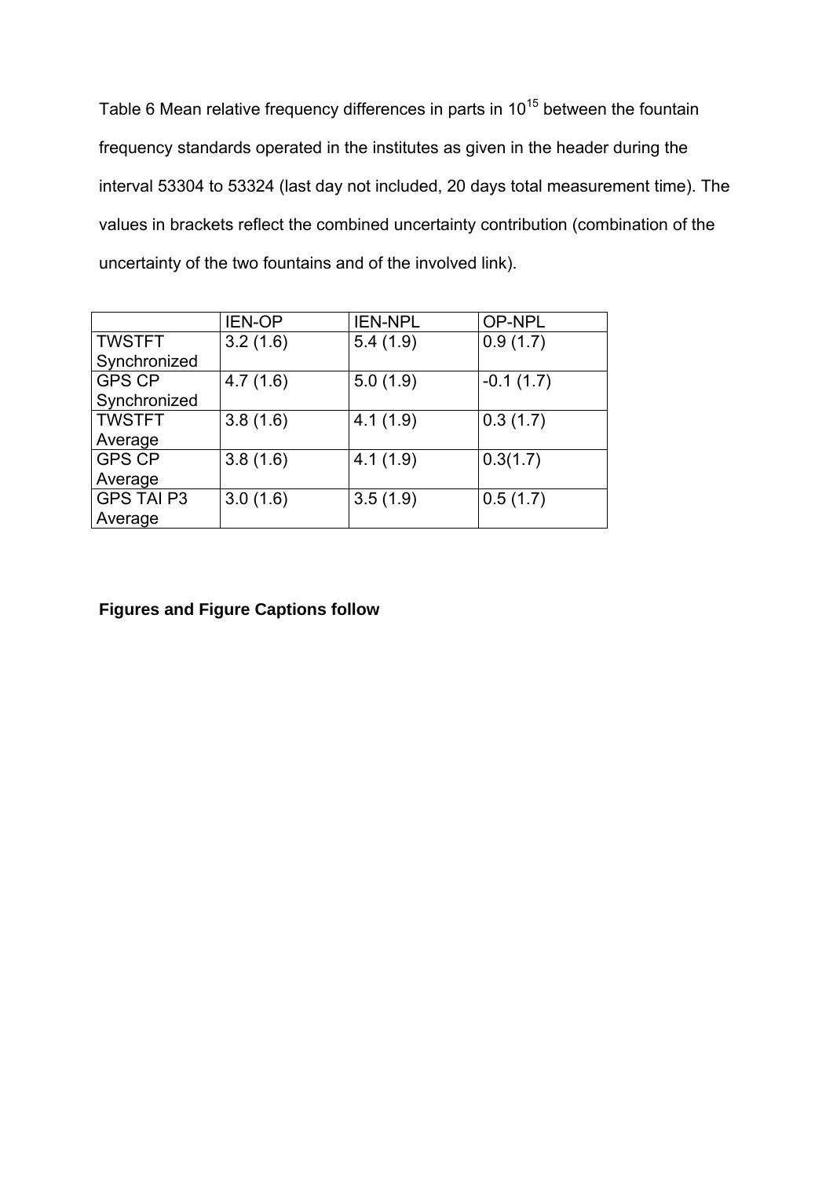Table 6 Mean relative frequency differences in parts in $10^{15}$ between the fountain frequency standards operated in the institutes as given in the header during the interval 53304 to 53324 (last day not included, 20 days total measurement time). The values in brackets reflect the combined uncertainty contribution (combination of the uncertainty of the two fountains and of the involved link).

| | IEN-OP | IEN-NPL | OP-NPL |
|---|---|---|---|
| TWSTFT Synchronized | 3.2 (1.6) | 5.4 (1.9) | 0.9 (1.7) |
| GPS CP Synchronized | 4.7 (1.6) | 5.0 (1.9) | -0.1 (1.7) |
| TWSTFT Average | 3.8 (1.6) | 4.1 (1.9) | 0.3 (1.7) |
| GPS CP Average | 3.8 (1.6) | 4.1 (1.9) | 0.3(1.7) |
| GPS TAI P3 Average | 3.0 (1.6) | 3.5 (1.9) | 0.5 (1.7) |

**Figures and Figure Captions follow**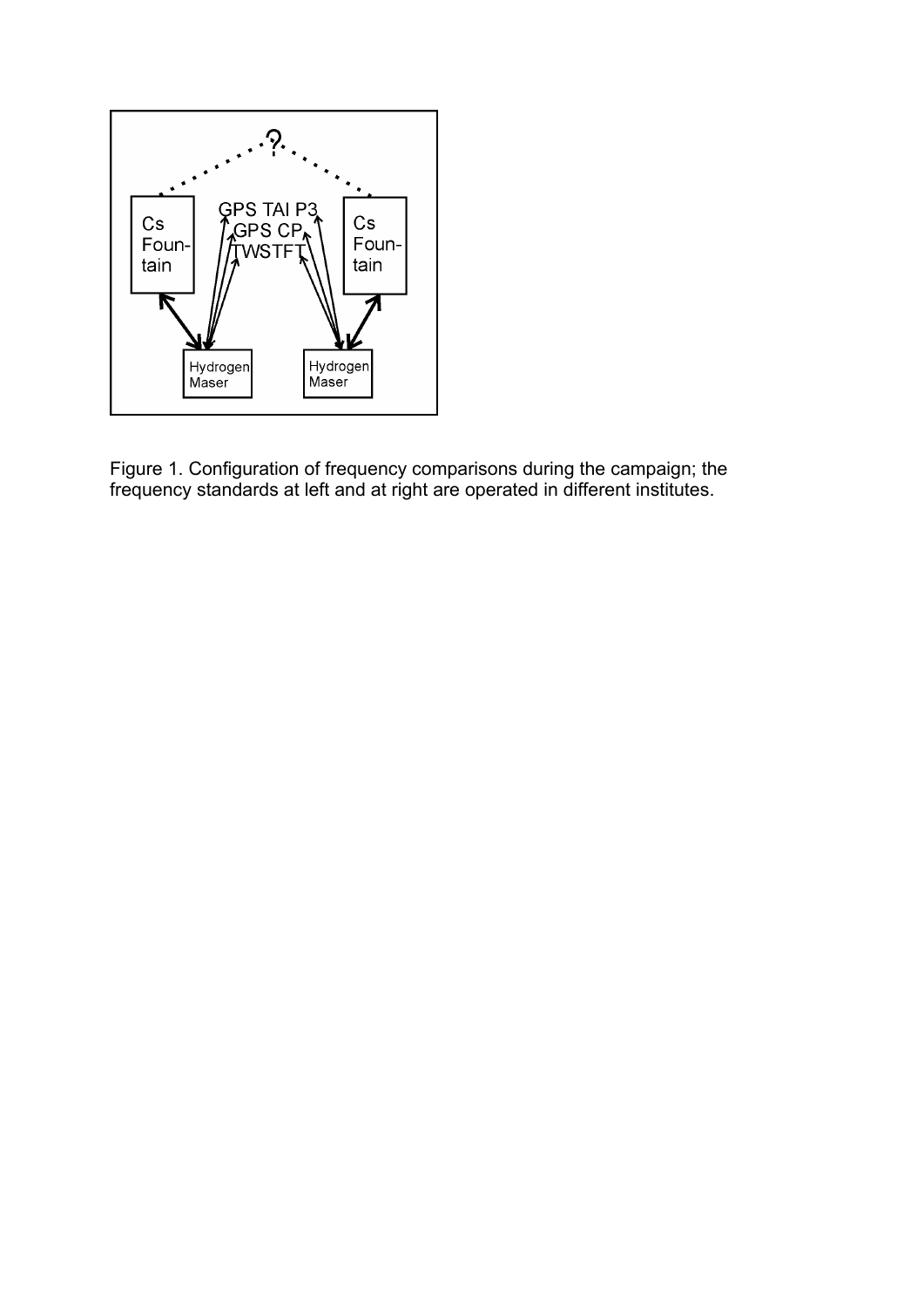?

Cs Foun- tain

GPS TAI P3
GPS CP
TWSTFT

Cs Foun- tain

Hydrogen Maser

Hydrogen Maser

Figure 1. Configuration of frequency comparisons during the campaign; the frequency standards at left and at right are operated in different institutes.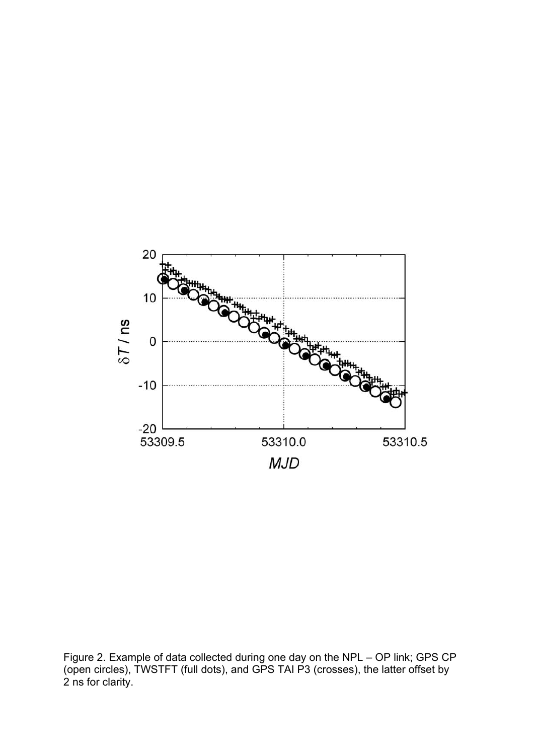20

10

0

-10

-20

δT / ns

53309.5

53310.0

53310.5

MJD

Figure 2. Example of data collected during one day on the NPL – OP link; GPS CP (open circles), TWSTFT (full dots), and GPS TAI P3 (crosses), the latter offset by 2 ns for clarity.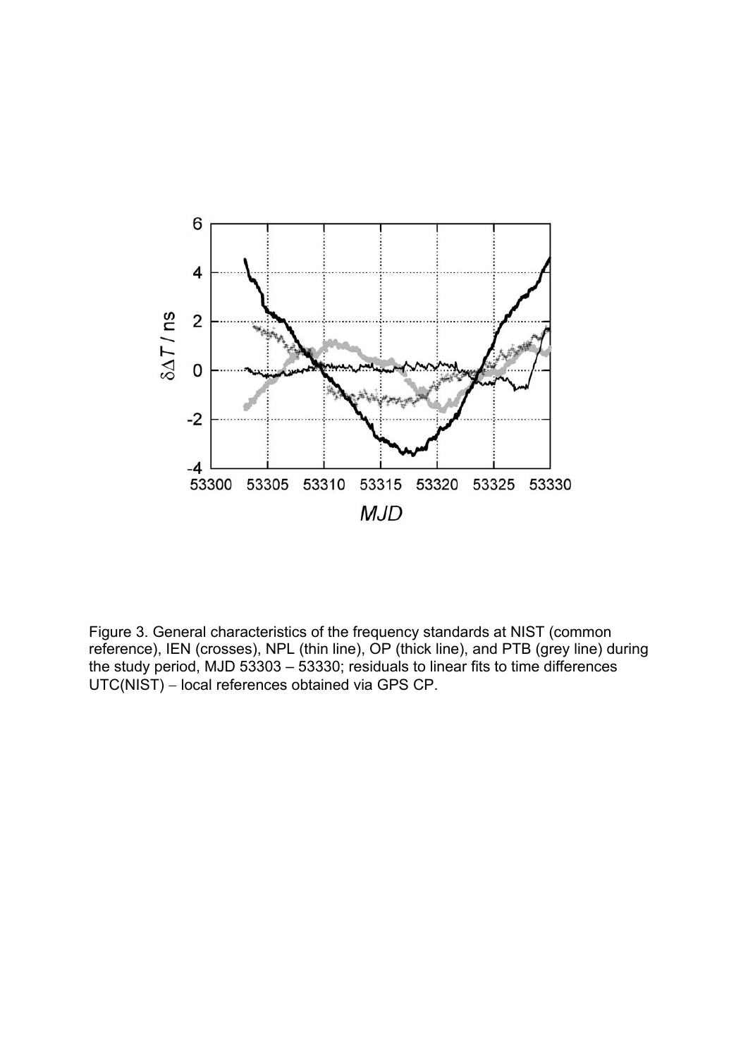6
4
2
0
-2
-4

δΔT / ns

53300 53305 53310 53315 53320 53325 53330

MJD

Figure 3. General characteristics of the frequency standards at NIST (common reference), IEN (crosses), NPL (thin line), OP (thick line), and PTB (grey line) during the study period, MJD 53303 – 53330; residuals to linear fits to time differences UTC(NIST) − local references obtained via GPS CP.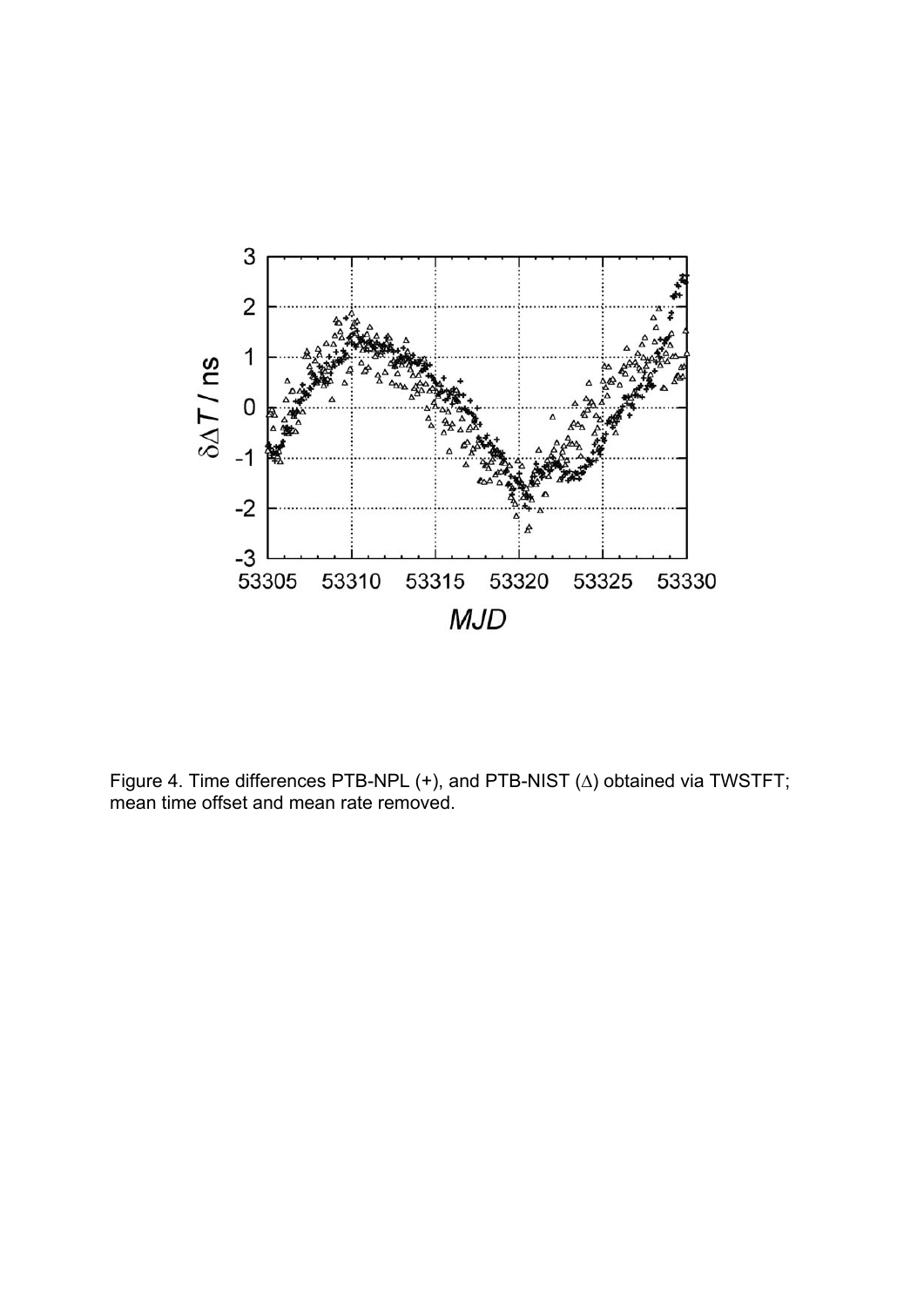3
2
1
0
-1
-2
-3

$\delta\Delta T$ / ns

53305 53310 53315 53320 53325 53330

*MJD*

Figure 4. Time differences PTB-NPL (+), and PTB-NIST ($\Delta$) obtained via TWSTFT; mean time offset and mean rate removed.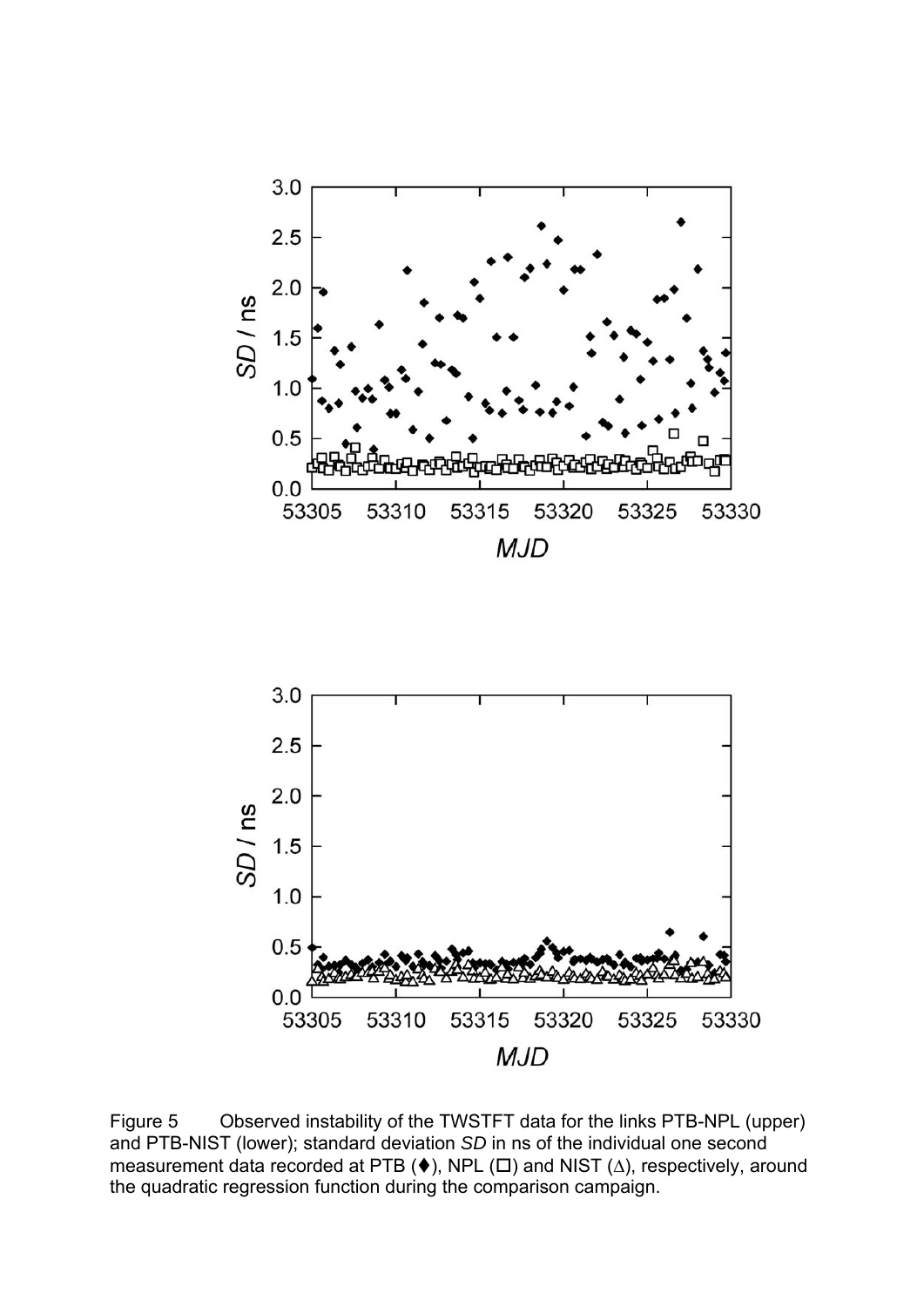3.0
2.5
2.0
1.5
1.0
0.5
0.0
SD / ns
53305 53310 53315 53320 53325 53330
MJD

3.0
2.5
2.0
1.5
1.0
0.5
0.0
SD / ns
53305 53310 53315 53320 53325 53330
MJD

Figure 5 Observed instability of the TWSTFT data for the links PTB-NPL (upper) and PTB-NIST (lower); standard deviation *SD* in ns of the individual one second measurement data recorded at PTB (♦), NPL (□) and NIST (∆), respectively, around the quadratic regression function during the comparison campaign.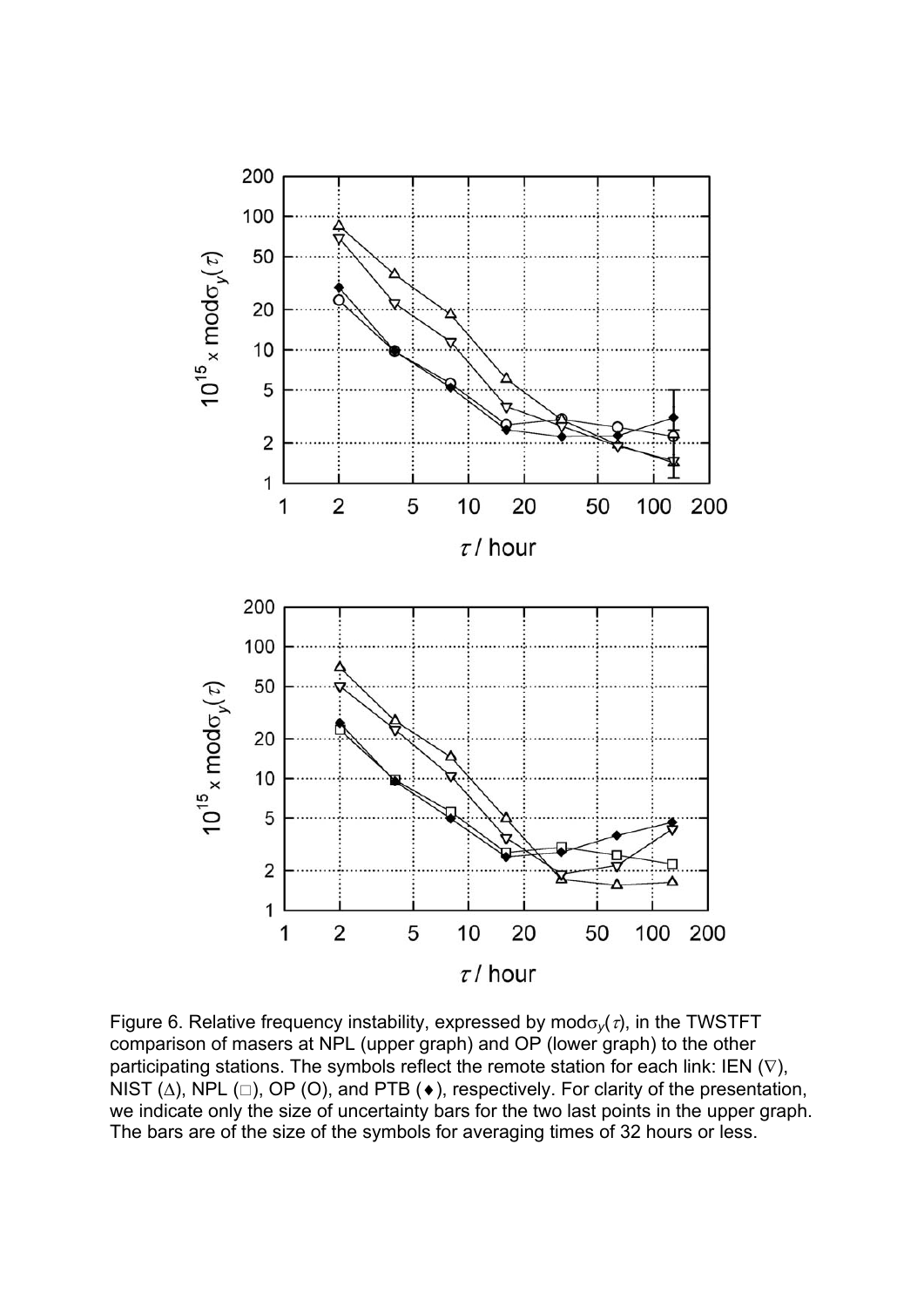200
100
50
20
10
5
2
1

$10^{15}$ x mod$\sigma_y(\tau)$

1 2 5 10 20 50 100 200

$\tau$ / hour

200
100
50
20
10
5
2
1

$10^{15}$ x mod$\sigma_y(\tau)$

1 2 5 10 20 50 100 200

$\tau$ / hour

Figure 6. Relative frequency instability, expressed by mod$\sigma_y(\tau)$, in the TWSTFT comparison of masers at NPL (upper graph) and OP (lower graph) to the other participating stations. The symbols reflect the remote station for each link: IEN (▽), NIST (∆), NPL (□), OP (O), and PTB (♦), respectively. For clarity of the presentation, we indicate only the size of uncertainty bars for the two last points in the upper graph. The bars are of the size of the symbols for averaging times of 32 hours or less.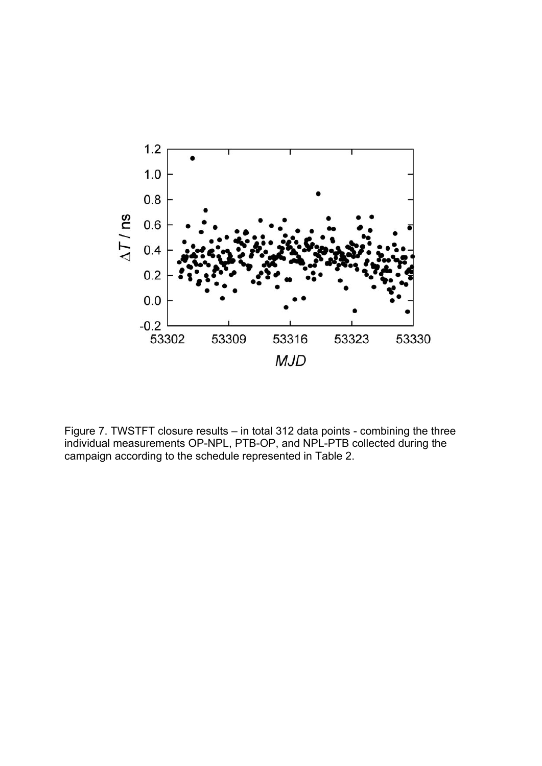1.2
1.0
0.8
0.6
0.4
0.2
0.0
-0.2

$\Delta T$ / ns

53302 53309 53316 53323 53330

*MJD*

Figure 7. TWSTFT closure results – in total 312 data points - combining the three individual measurements OP-NPL, PTB-OP, and NPL-PTB collected during the campaign according to the schedule represented in Table 2.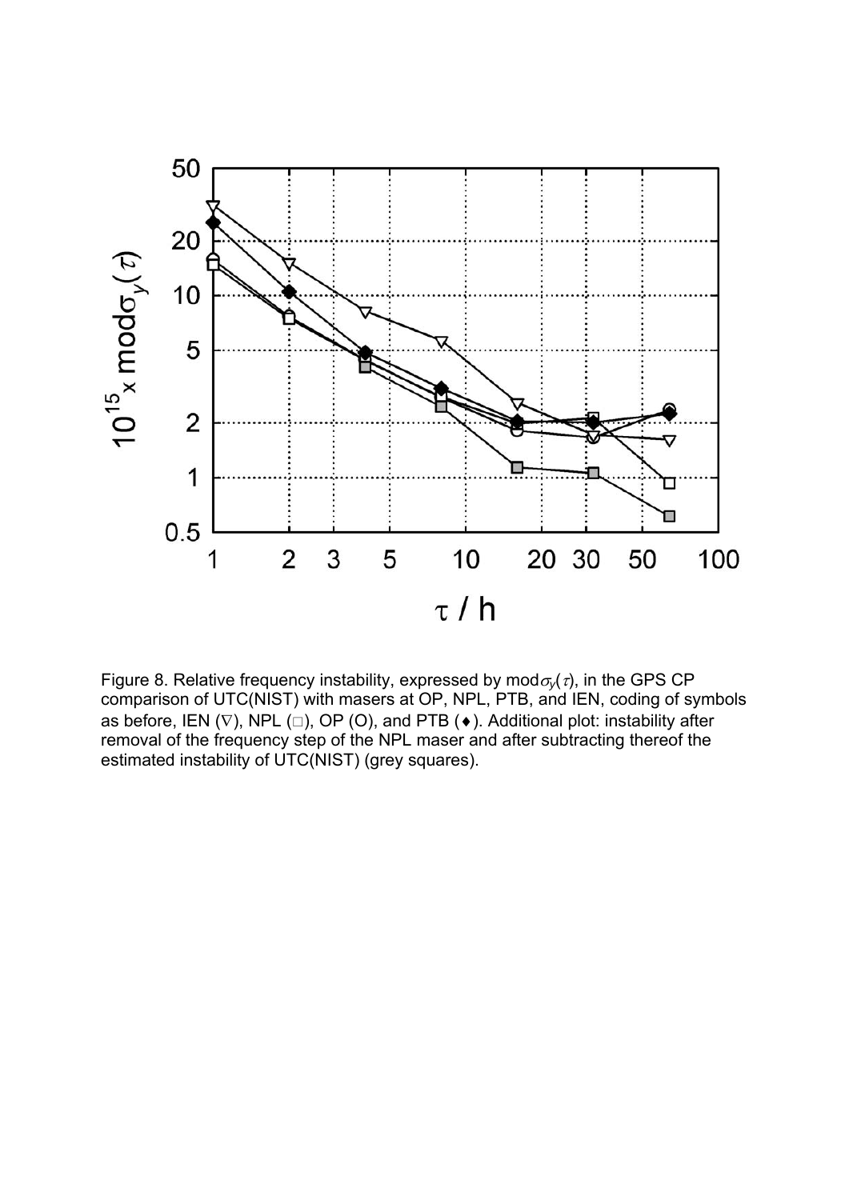50
20
10
5
2
1
0.5

$10^{15}$ x mod$\sigma_y(\tau)$

1 2 3 5 10 20 30 50 100

$\tau$ / h

Figure 8. Relative frequency instability, expressed by mod$\sigma_y(\tau)$, in the GPS CP comparison of UTC(NIST) with masers at OP, NPL, PTB, and IEN, coding of symbols as before, IEN (▽), NPL (□), OP (O), and PTB (♦). Additional plot: instability after removal of the frequency step of the NPL maser and after subtracting thereof the estimated instability of UTC(NIST) (grey squares).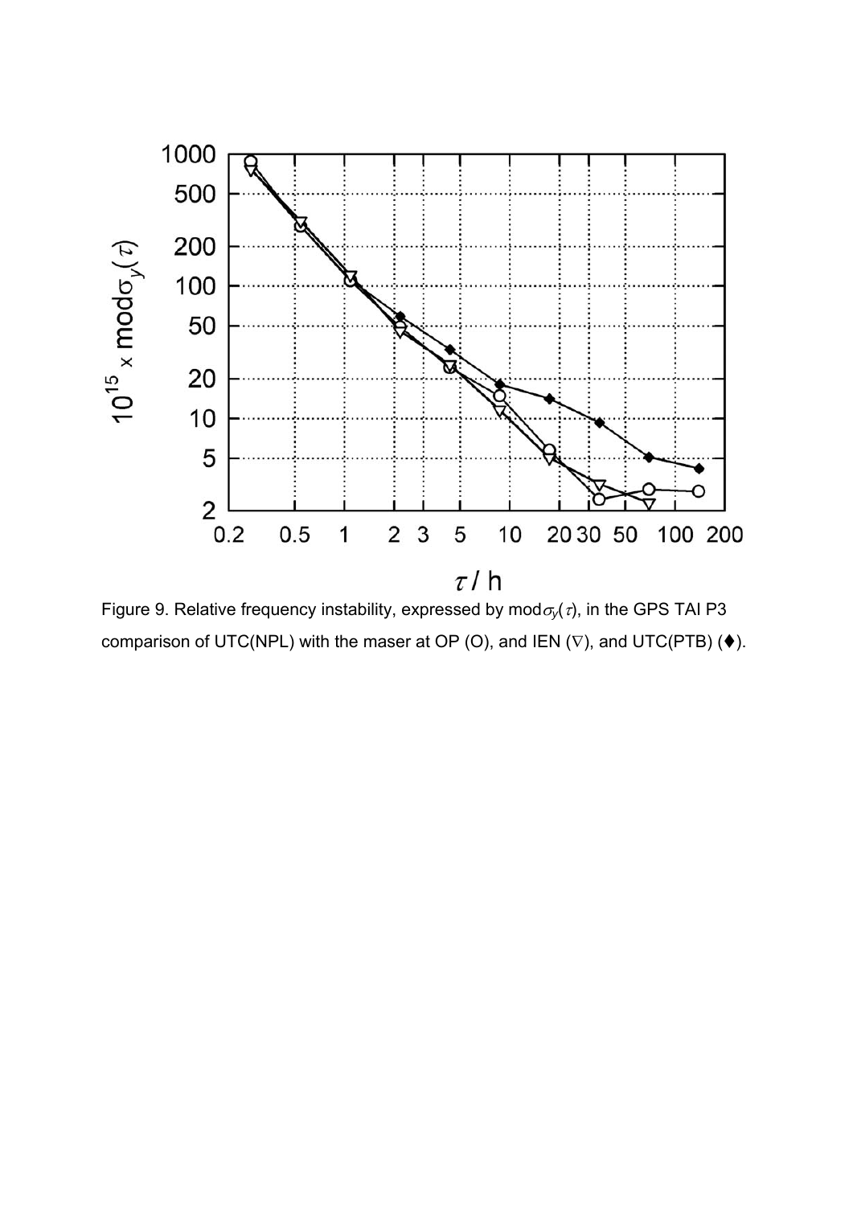Figure 9. Relative frequency instability, expressed by mod$\sigma_y(\tau)$, in the GPS TAI P3 comparison of UTC(NPL) with the maser at OP (O), and IEN ($\nabla$), and UTC(PTB) (♦).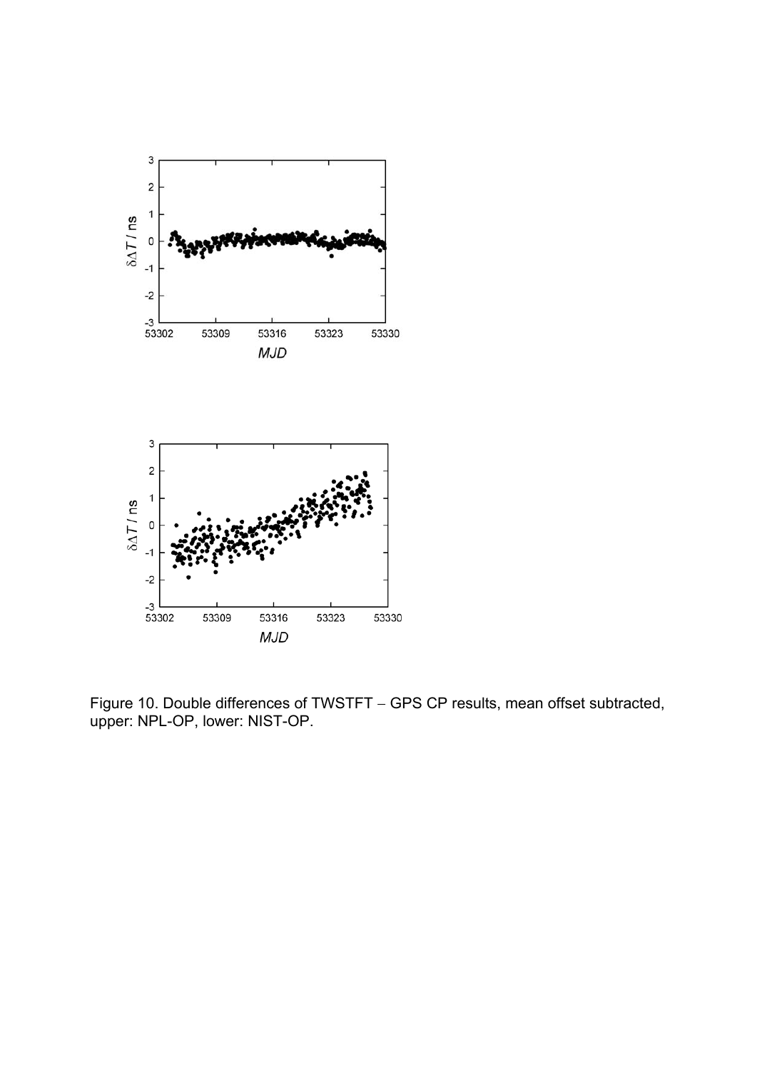3
2
1
0
-1
-2
-3

$\delta\Delta T$ / ns

53302 53309 53316 53323 53330

*MJD*

3
2
1
0
-1
-2
-3

$\delta\Delta T$ / ns

53302 53309 53316 53323 53330

*MJD*

Figure 10. Double differences of TWSTFT − GPS CP results, mean offset subtracted, upper: NPL-OP, lower: NIST-OP.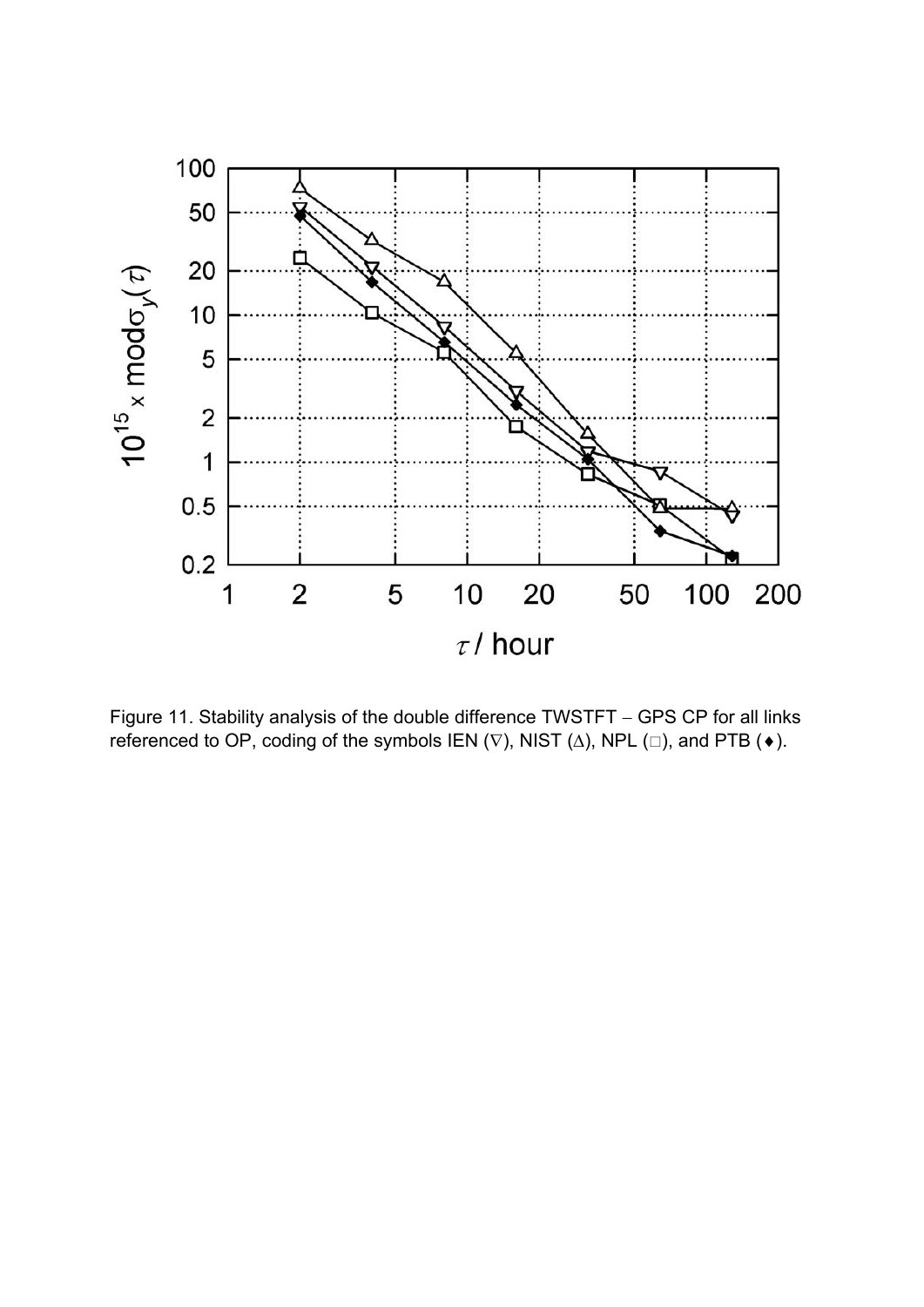Figure 11. Stability analysis of the double difference TWSTFT − GPS CP for all links referenced to OP, coding of the symbols IEN (∇), NIST (∆), NPL (□), and PTB (♦).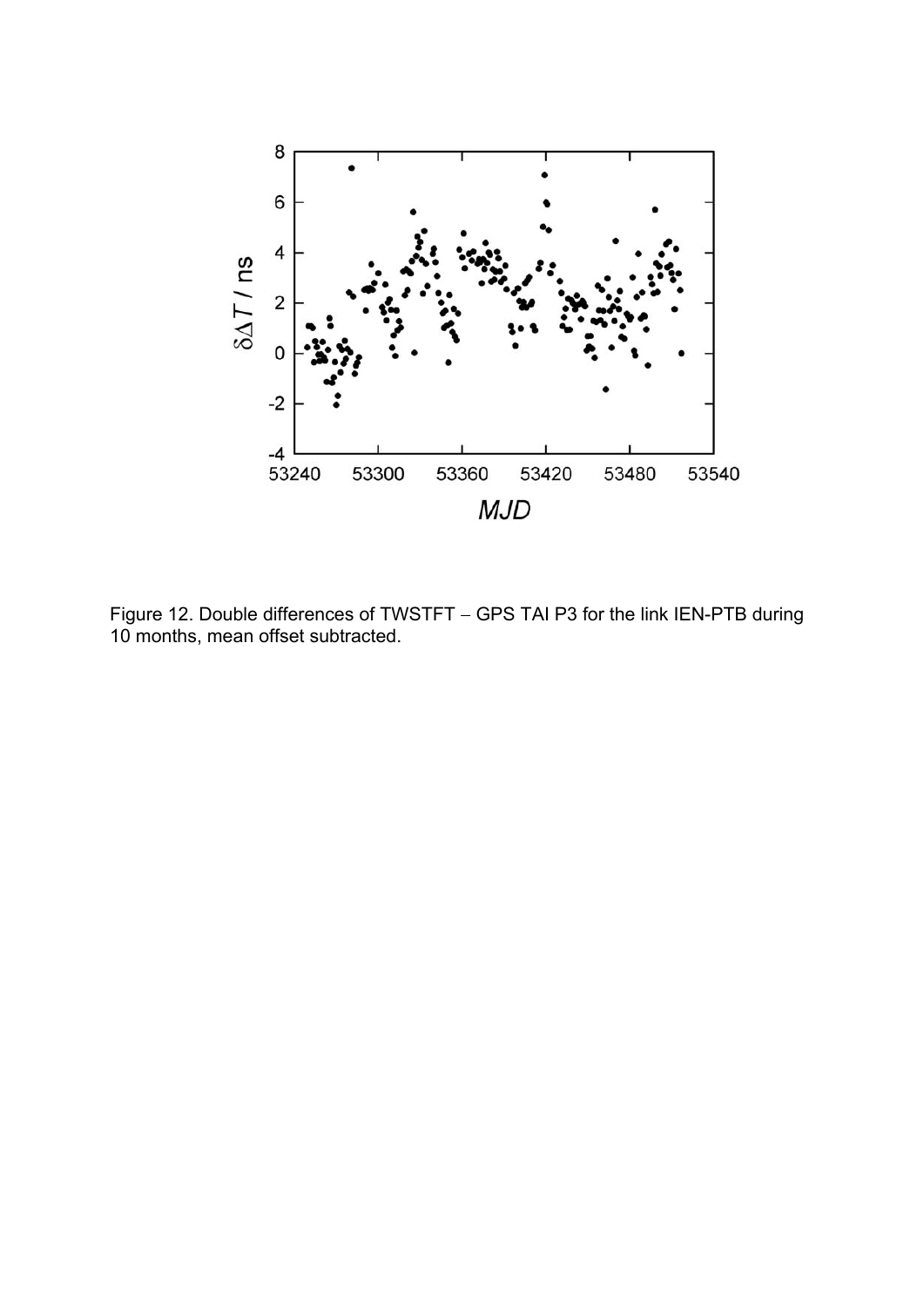8
6
4
2
0
-2
-4

δΔ*T* / ns

53240 53300 53360 53420 53480 53540

*MJD*

Figure 12. Double differences of TWSTFT − GPS TAI P3 for the link IEN-PTB during 10 months, mean offset subtracted.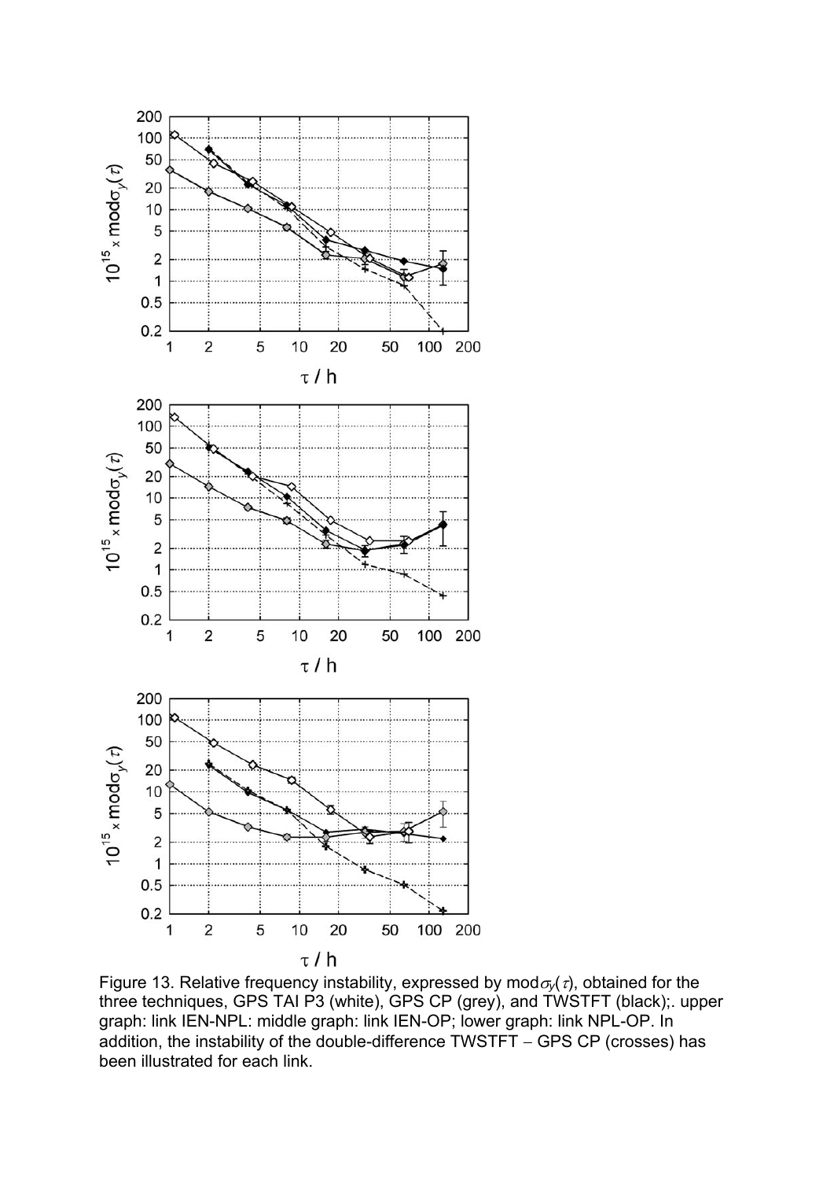200
100
50
20
10
5
2
1
0.5
0.2

$10^{15} \times \mathrm{mod}\sigma_y(\tau)$

1 2 5 10 20 50 100 200

$\tau$ / h

200
100
50
20
10
5
2
1
0.5
0.2

$10^{15} \times \mathrm{mod}\sigma_y(\tau)$

1 2 5 10 20 50 100 200

$\tau$ / h

200
100
50
20
10
5
2
1
0.5
0.2

$10^{15} \times \mathrm{mod}\sigma_y(\tau)$

1 2 5 10 20 50 100 200

$\tau$ / h

Figure 13. Relative frequency instability, expressed by mod$\sigma_y(\tau)$, obtained for the three techniques, GPS TAI P3 (white), GPS CP (grey), and TWSTFT (black);. upper graph: link IEN-NPL: middle graph: link IEN-OP; lower graph: link NPL-OP. In addition, the instability of the double-difference TWSTFT − GPS CP (crosses) has been illustrated for each link.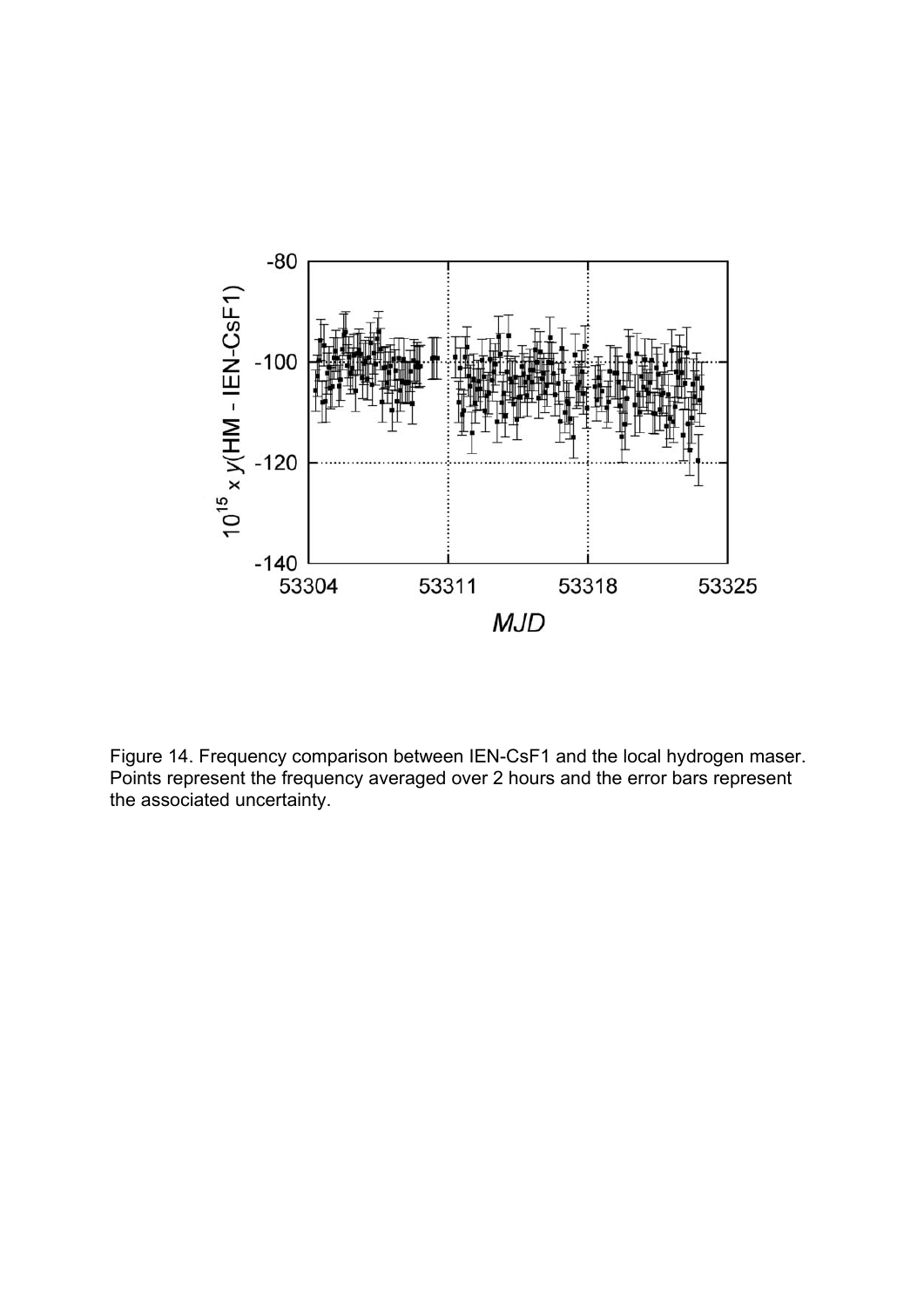-80

-100

-120

-140

$10^{15}$ x $y$(HM - IEN-CsF1)

53304 53311 53318 53325

*MJD*

Figure 14. Frequency comparison between IEN-CsF1 and the local hydrogen maser. Points represent the frequency averaged over 2 hours and the error bars represent the associated uncertainty.